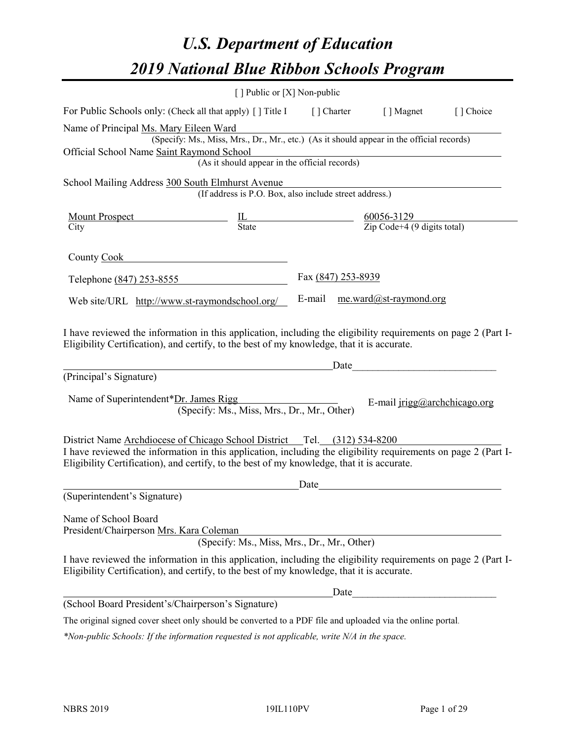# U.S. Department of Education
# 2019 National Blue Ribbon Schools Program

[ ] Public or [X] Non-public

For Public Schools only: (Check all that apply) [ ] Title I [ ] Charter [ ] Magnet [ ] Choice

Name of Principal Ms. Mary Eileen Ward
(Specify: Ms., Miss, Mrs., Dr., Mr., etc.) (As it should appear in the official records)

Official School Name Saint Raymond School
(As it should appear in the official records)

School Mailing Address 300 South Elmhurst Avenue
(If address is P.O. Box, also include street address.)

| City | State | Zip Code+4 (9 digits total) |
|---|---|---|
| Mount Prospect | IL | 60056-3129 |

County Cook

Telephone (847) 253-8555 Fax (847) 253-8939

Web site/URL http://www.st-raymondschool.org/ E-mail me.ward@st-raymond.org

I have reviewed the information in this application, including the eligibility requirements on page 2 (Part I-Eligibility Certification), and certify, to the best of my knowledge, that it is accurate.

_____________________________________________ Date_____________________

(Principal's Signature)

Name of Superintendent*Dr. James Rigg E-mail jrigg@archchicago.org
(Specify: Ms., Miss, Mrs., Dr., Mr., Other)

District Name Archdiocese of Chicago School District Tel. (312) 534-8200

I have reviewed the information in this application, including the eligibility requirements on page 2 (Part I-Eligibility Certification), and certify, to the best of my knowledge, that it is accurate.

_____________________________________________ Date_____________________

(Superintendent's Signature)

Name of School Board
President/Chairperson Mrs. Kara Coleman
(Specify: Ms., Miss, Mrs., Dr., Mr., Other)

I have reviewed the information in this application, including the eligibility requirements on page 2 (Part I-Eligibility Certification), and certify, to the best of my knowledge, that it is accurate.

_____________________________________________ Date_____________________

(School Board President's/Chairperson's Signature)

The original signed cover sheet only should be converted to a PDF file and uploaded via the online portal.

*\*Non-public Schools: If the information requested is not applicable, write N/A in the space.*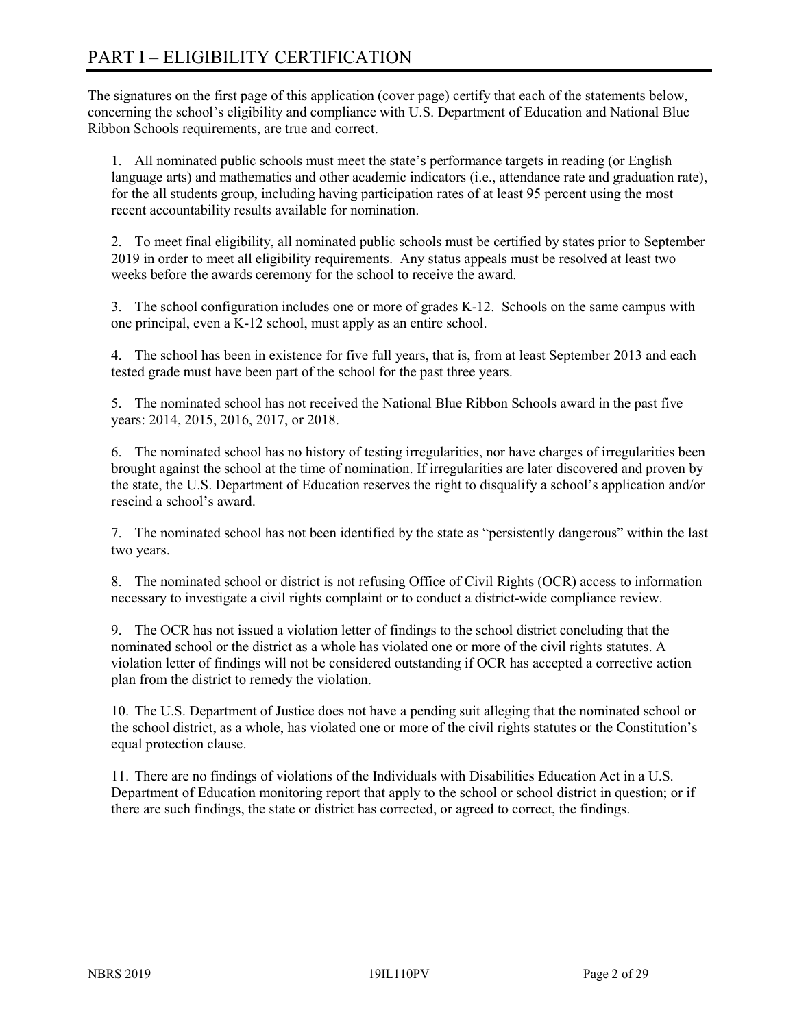# PART I – ELIGIBILITY CERTIFICATION

The signatures on the first page of this application (cover page) certify that each of the statements below, concerning the school's eligibility and compliance with U.S. Department of Education and National Blue Ribbon Schools requirements, are true and correct.

1. All nominated public schools must meet the state's performance targets in reading (or English language arts) and mathematics and other academic indicators (i.e., attendance rate and graduation rate), for the all students group, including having participation rates of at least 95 percent using the most recent accountability results available for nomination.

2. To meet final eligibility, all nominated public schools must be certified by states prior to September 2019 in order to meet all eligibility requirements. Any status appeals must be resolved at least two weeks before the awards ceremony for the school to receive the award.

3. The school configuration includes one or more of grades K-12. Schools on the same campus with one principal, even a K-12 school, must apply as an entire school.

4. The school has been in existence for five full years, that is, from at least September 2013 and each tested grade must have been part of the school for the past three years.

5. The nominated school has not received the National Blue Ribbon Schools award in the past five years: 2014, 2015, 2016, 2017, or 2018.

6. The nominated school has no history of testing irregularities, nor have charges of irregularities been brought against the school at the time of nomination. If irregularities are later discovered and proven by the state, the U.S. Department of Education reserves the right to disqualify a school's application and/or rescind a school's award.

7. The nominated school has not been identified by the state as "persistently dangerous" within the last two years.

8. The nominated school or district is not refusing Office of Civil Rights (OCR) access to information necessary to investigate a civil rights complaint or to conduct a district-wide compliance review.

9. The OCR has not issued a violation letter of findings to the school district concluding that the nominated school or the district as a whole has violated one or more of the civil rights statutes. A violation letter of findings will not be considered outstanding if OCR has accepted a corrective action plan from the district to remedy the violation.

10. The U.S. Department of Justice does not have a pending suit alleging that the nominated school or the school district, as a whole, has violated one or more of the civil rights statutes or the Constitution's equal protection clause.

11. There are no findings of violations of the Individuals with Disabilities Education Act in a U.S. Department of Education monitoring report that apply to the school or school district in question; or if there are such findings, the state or district has corrected, or agreed to correct, the findings.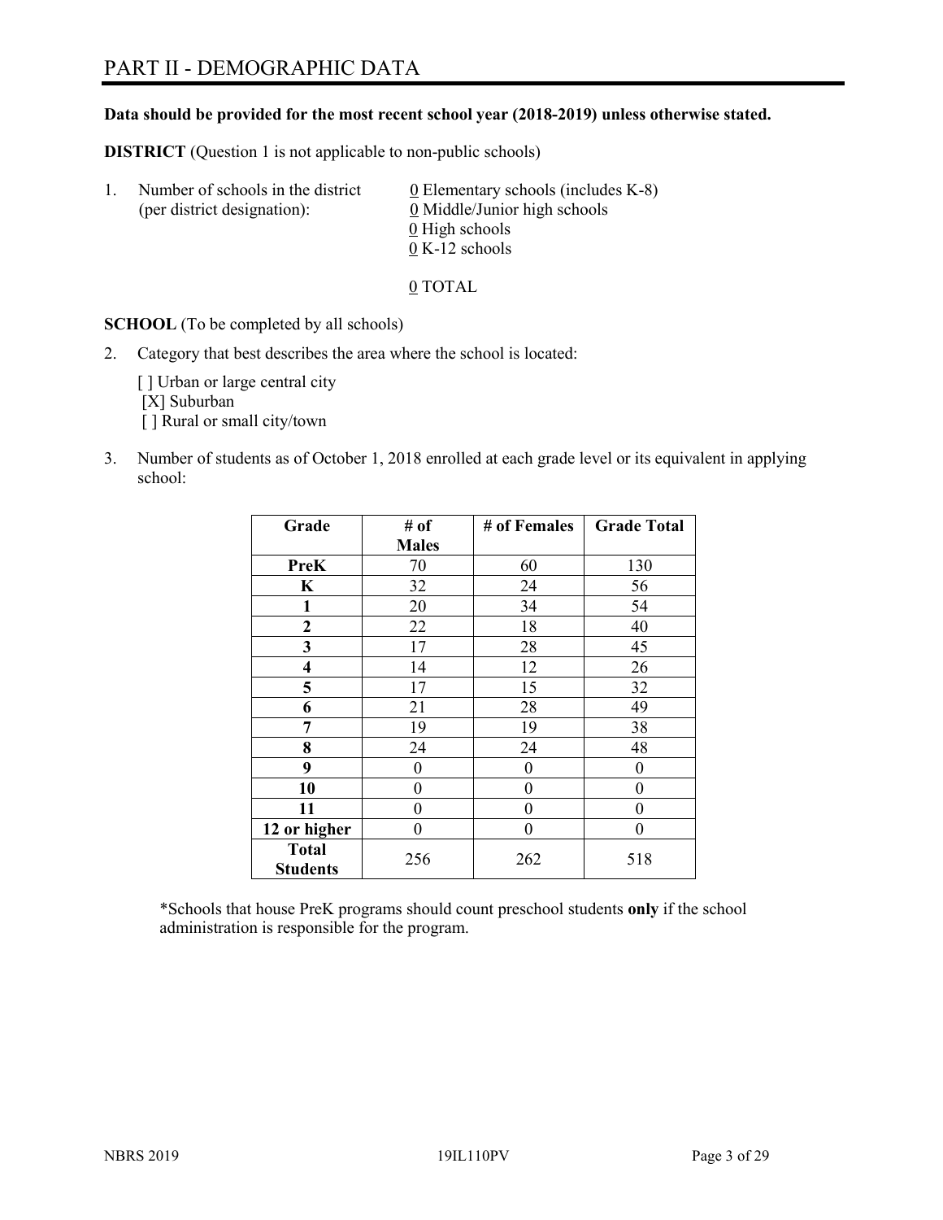# PART II - DEMOGRAPHIC DATA

**Data should be provided for the most recent school year (2018-2019) unless otherwise stated.**

**DISTRICT** (Question 1 is not applicable to non-public schools)

1. Number of schools in the district (per district designation):
   - 0 Elementary schools (includes K-8)
   - 0 Middle/Junior high schools
   - 0 High schools
   - 0 K-12 schools

   0 TOTAL

**SCHOOL** (To be completed by all schools)

2. Category that best describes the area where the school is located:

   [ ] Urban or large central city
   [X] Suburban
   [ ] Rural or small city/town

3. Number of students as of October 1, 2018 enrolled at each grade level or its equivalent in applying school:

| Grade | # of Males | # of Females | Grade Total |
|---|---|---|---|
| **PreK** | 70 | 60 | 130 |
| **K** | 32 | 24 | 56 |
| **1** | 20 | 34 | 54 |
| **2** | 22 | 18 | 40 |
| **3** | 17 | 28 | 45 |
| **4** | 14 | 12 | 26 |
| **5** | 17 | 15 | 32 |
| **6** | 21 | 28 | 49 |
| **7** | 19 | 19 | 38 |
| **8** | 24 | 24 | 48 |
| **9** | 0 | 0 | 0 |
| **10** | 0 | 0 | 0 |
| **11** | 0 | 0 | 0 |
| **12 or higher** | 0 | 0 | 0 |
| **Total Students** | 256 | 262 | 518 |

*Schools that house PreK programs should count preschool students **only** if the school administration is responsible for the program.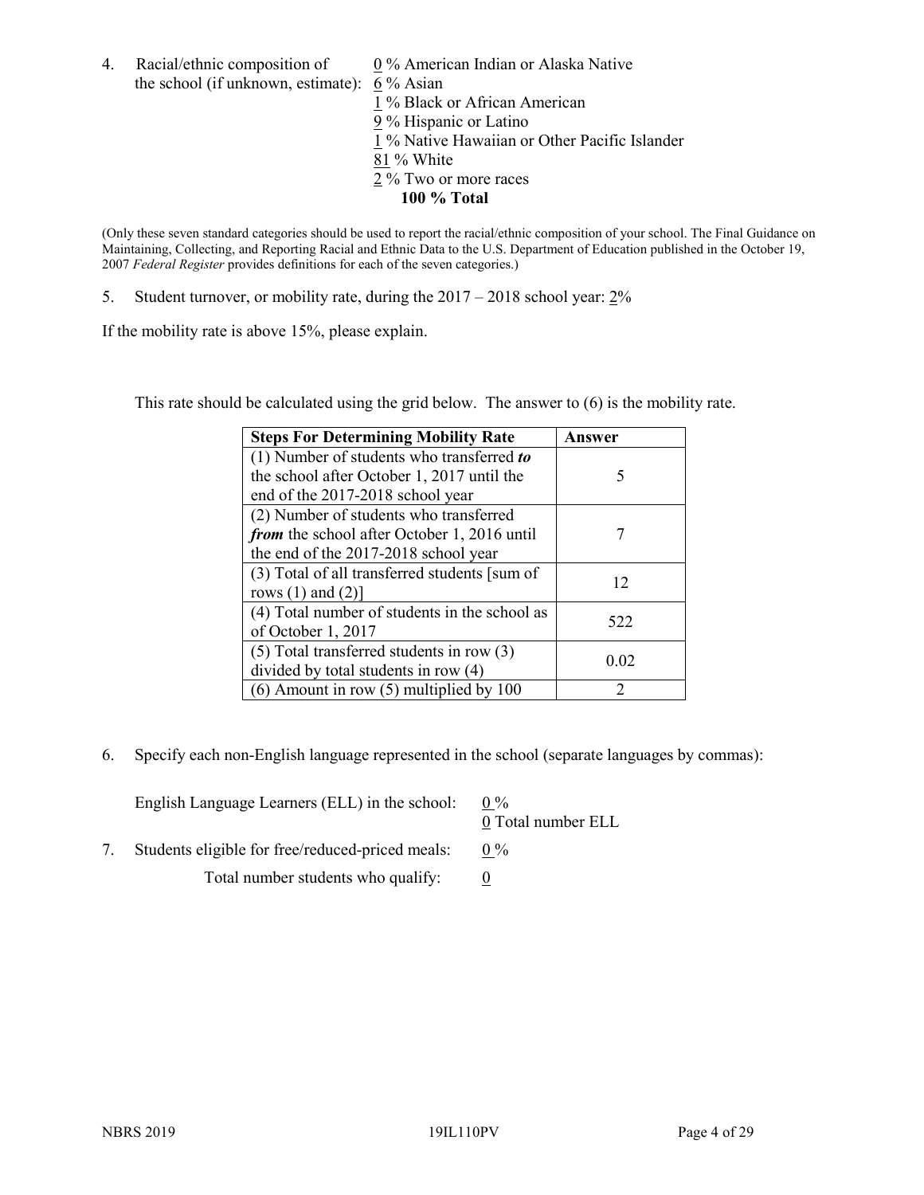4. Racial/ethnic composition of the school (if unknown, estimate):

0 % American Indian or Alaska Native
6 % Asian
1 % Black or African American
9 % Hispanic or Latino
1 % Native Hawaiian or Other Pacific Islander
81 % White
2 % Two or more races
**100 % Total**

(Only these seven standard categories should be used to report the racial/ethnic composition of your school. The Final Guidance on Maintaining, Collecting, and Reporting Racial and Ethnic Data to the U.S. Department of Education published in the October 19, 2007 *Federal Register* provides definitions for each of the seven categories.)

5. Student turnover, or mobility rate, during the 2017 – 2018 school year: 2%

If the mobility rate is above 15%, please explain.

This rate should be calculated using the grid below. The answer to (6) is the mobility rate.

| Steps For Determining Mobility Rate | Answer |
|---|---|
| (1) Number of students who transferred ***to*** the school after October 1, 2017 until the end of the 2017-2018 school year | 5 |
| (2) Number of students who transferred ***from*** the school after October 1, 2016 until the end of the 2017-2018 school year | 7 |
| (3) Total of all transferred students [sum of rows (1) and (2)] | 12 |
| (4) Total number of students in the school as of October 1, 2017 | 522 |
| (5) Total transferred students in row (3) divided by total students in row (4) | 0.02 |
| (6) Amount in row (5) multiplied by 100 | 2 |

6. Specify each non-English language represented in the school (separate languages by commas):

English Language Learners (ELL) in the school: 0 %
0 Total number ELL

7. Students eligible for free/reduced-priced meals: 0 %

Total number students who qualify: 0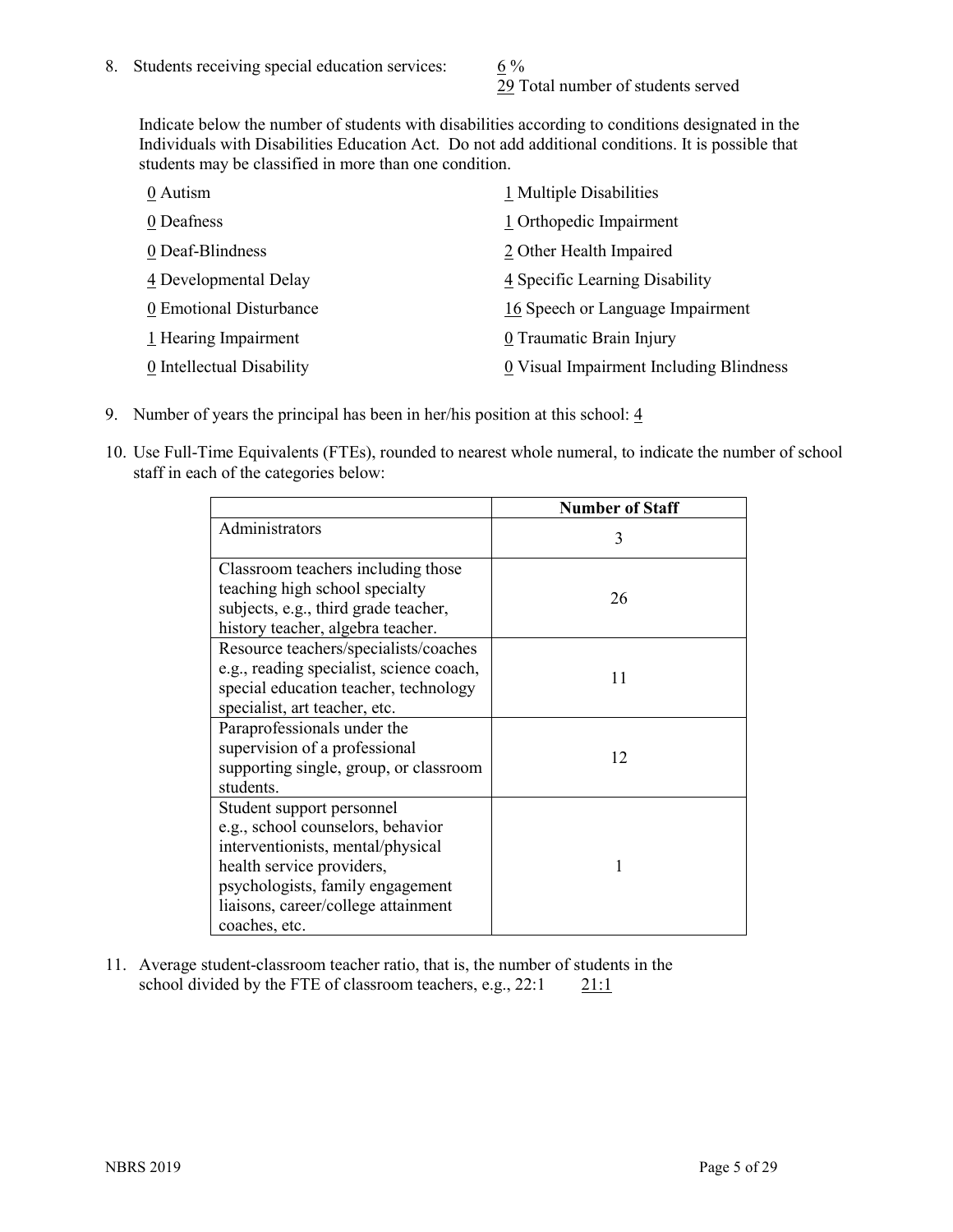8. Students receiving special education services: 6 %
   29 Total number of students served

   Indicate below the number of students with disabilities according to conditions designated in the Individuals with Disabilities Education Act. Do not add additional conditions. It is possible that students may be classified in more than one condition.

   0 Autism
   0 Deafness
   0 Deaf-Blindness
   4 Developmental Delay
   0 Emotional Disturbance
   1 Hearing Impairment
   0 Intellectual Disability
   1 Multiple Disabilities
   1 Orthopedic Impairment
   2 Other Health Impaired
   4 Specific Learning Disability
   16 Speech or Language Impairment
   0 Traumatic Brain Injury
   0 Visual Impairment Including Blindness

9. Number of years the principal has been in her/his position at this school: 4

10. Use Full-Time Equivalents (FTEs), rounded to nearest whole numeral, to indicate the number of school staff in each of the categories below:

| | Number of Staff |
|---|---|
| Administrators | 3 |
| Classroom teachers including those teaching high school specialty subjects, e.g., third grade teacher, history teacher, algebra teacher. | 26 |
| Resource teachers/specialists/coaches e.g., reading specialist, science coach, special education teacher, technology specialist, art teacher, etc. | 11 |
| Paraprofessionals under the supervision of a professional supporting single, group, or classroom students. | 12 |
| Student support personnel e.g., school counselors, behavior interventionists, mental/physical health service providers, psychologists, family engagement liaisons, career/college attainment coaches, etc. | 1 |

11. Average student-classroom teacher ratio, that is, the number of students in the school divided by the FTE of classroom teachers, e.g., 22:1 21:1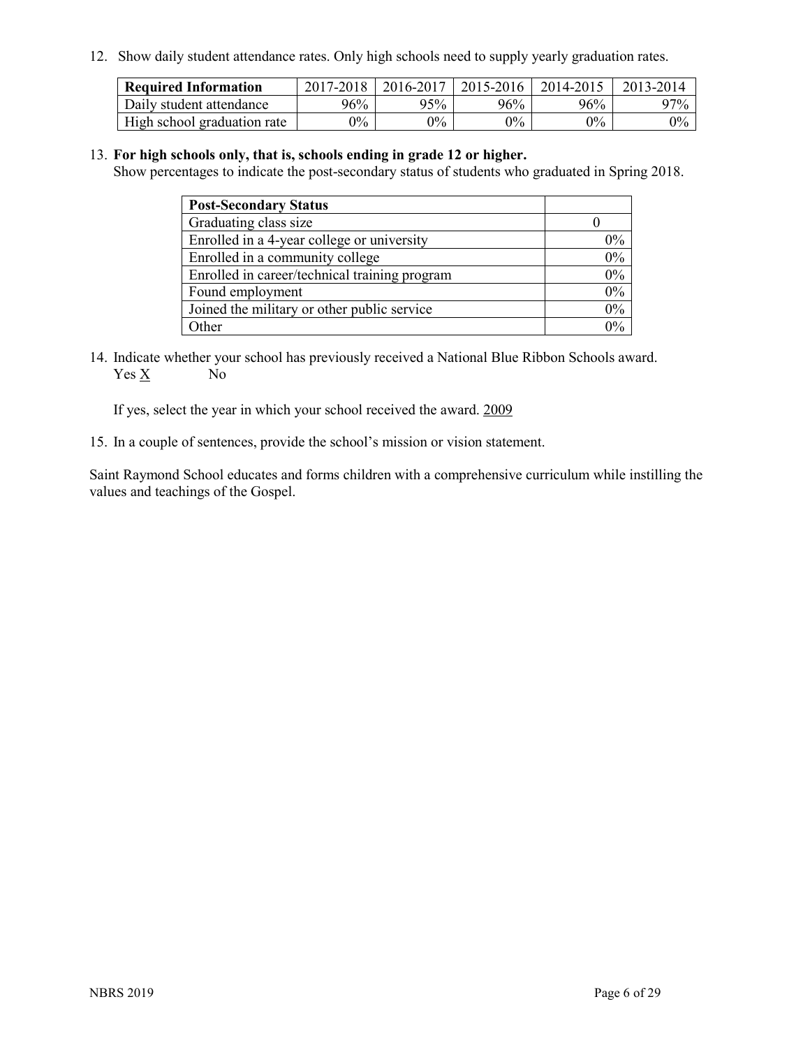12. Show daily student attendance rates. Only high schools need to supply yearly graduation rates.

| Required Information | 2017-2018 | 2016-2017 | 2015-2016 | 2014-2015 | 2013-2014 |
|---|---|---|---|---|---|
| Daily student attendance | 96% | 95% | 96% | 96% | 97% |
| High school graduation rate | 0% | 0% | 0% | 0% | 0% |

13. **For high schools only, that is, schools ending in grade 12 or higher.**
    Show percentages to indicate the post-secondary status of students who graduated in Spring 2018.

| Post-Secondary Status | |
|---|---|
| Graduating class size | 0 |
| Enrolled in a 4-year college or university | 0% |
| Enrolled in a community college | 0% |
| Enrolled in career/technical training program | 0% |
| Found employment | 0% |
| Joined the military or other public service | 0% |
| Other | 0% |

14. Indicate whether your school has previously received a National Blue Ribbon Schools award.
    Yes X No

    If yes, select the year in which your school received the award. 2009

15. In a couple of sentences, provide the school's mission or vision statement.

Saint Raymond School educates and forms children with a comprehensive curriculum while instilling the values and teachings of the Gospel.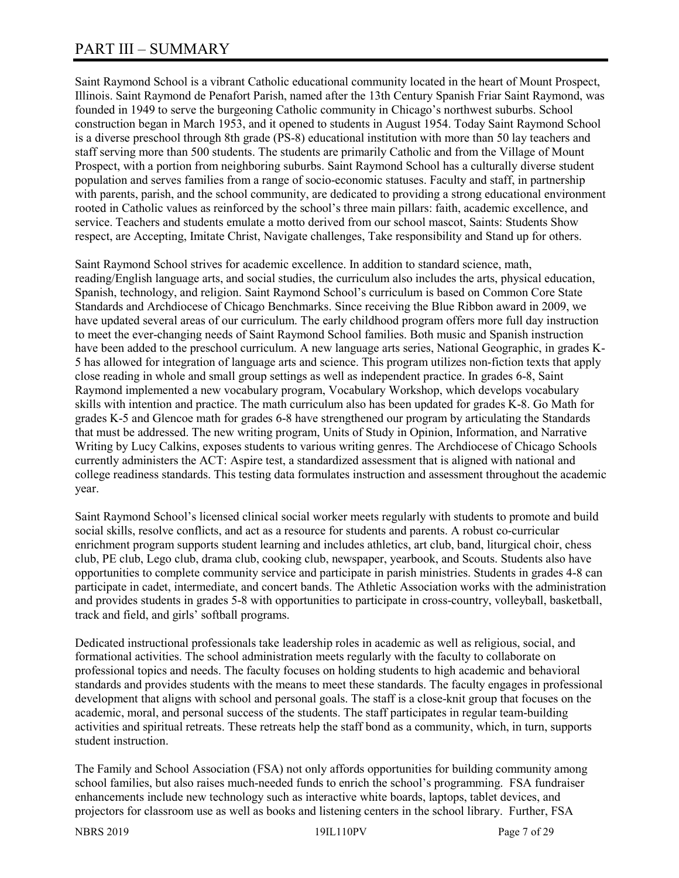# PART III – SUMMARY

Saint Raymond School is a vibrant Catholic educational community located in the heart of Mount Prospect, Illinois. Saint Raymond de Penafort Parish, named after the 13th Century Spanish Friar Saint Raymond, was founded in 1949 to serve the burgeoning Catholic community in Chicago's northwest suburbs. School construction began in March 1953, and it opened to students in August 1954. Today Saint Raymond School is a diverse preschool through 8th grade (PS-8) educational institution with more than 50 lay teachers and staff serving more than 500 students. The students are primarily Catholic and from the Village of Mount Prospect, with a portion from neighboring suburbs. Saint Raymond School has a culturally diverse student population and serves families from a range of socio-economic statuses. Faculty and staff, in partnership with parents, parish, and the school community, are dedicated to providing a strong educational environment rooted in Catholic values as reinforced by the school's three main pillars: faith, academic excellence, and service. Teachers and students emulate a motto derived from our school mascot, Saints: Students Show respect, are Accepting, Imitate Christ, Navigate challenges, Take responsibility and Stand up for others.

Saint Raymond School strives for academic excellence. In addition to standard science, math, reading/English language arts, and social studies, the curriculum also includes the arts, physical education, Spanish, technology, and religion. Saint Raymond School's curriculum is based on Common Core State Standards and Archdiocese of Chicago Benchmarks. Since receiving the Blue Ribbon award in 2009, we have updated several areas of our curriculum. The early childhood program offers more full day instruction to meet the ever-changing needs of Saint Raymond School families. Both music and Spanish instruction have been added to the preschool curriculum. A new language arts series, National Geographic, in grades K-5 has allowed for integration of language arts and science. This program utilizes non-fiction texts that apply close reading in whole and small group settings as well as independent practice. In grades 6-8, Saint Raymond implemented a new vocabulary program, Vocabulary Workshop, which develops vocabulary skills with intention and practice. The math curriculum also has been updated for grades K-8. Go Math for grades K-5 and Glencoe math for grades 6-8 have strengthened our program by articulating the Standards that must be addressed. The new writing program, Units of Study in Opinion, Information, and Narrative Writing by Lucy Calkins, exposes students to various writing genres. The Archdiocese of Chicago Schools currently administers the ACT: Aspire test, a standardized assessment that is aligned with national and college readiness standards. This testing data formulates instruction and assessment throughout the academic year.

Saint Raymond School's licensed clinical social worker meets regularly with students to promote and build social skills, resolve conflicts, and act as a resource for students and parents. A robust co-curricular enrichment program supports student learning and includes athletics, art club, band, liturgical choir, chess club, PE club, Lego club, drama club, cooking club, newspaper, yearbook, and Scouts. Students also have opportunities to complete community service and participate in parish ministries. Students in grades 4-8 can participate in cadet, intermediate, and concert bands. The Athletic Association works with the administration and provides students in grades 5-8 with opportunities to participate in cross-country, volleyball, basketball, track and field, and girls' softball programs.

Dedicated instructional professionals take leadership roles in academic as well as religious, social, and formational activities. The school administration meets regularly with the faculty to collaborate on professional topics and needs. The faculty focuses on holding students to high academic and behavioral standards and provides students with the means to meet these standards. The faculty engages in professional development that aligns with school and personal goals. The staff is a close-knit group that focuses on the academic, moral, and personal success of the students. The staff participates in regular team-building activities and spiritual retreats. These retreats help the staff bond as a community, which, in turn, supports student instruction.

The Family and School Association (FSA) not only affords opportunities for building community among school families, but also raises much-needed funds to enrich the school's programming. FSA fundraiser enhancements include new technology such as interactive white boards, laptops, tablet devices, and projectors for classroom use as well as books and listening centers in the school library. Further, FSA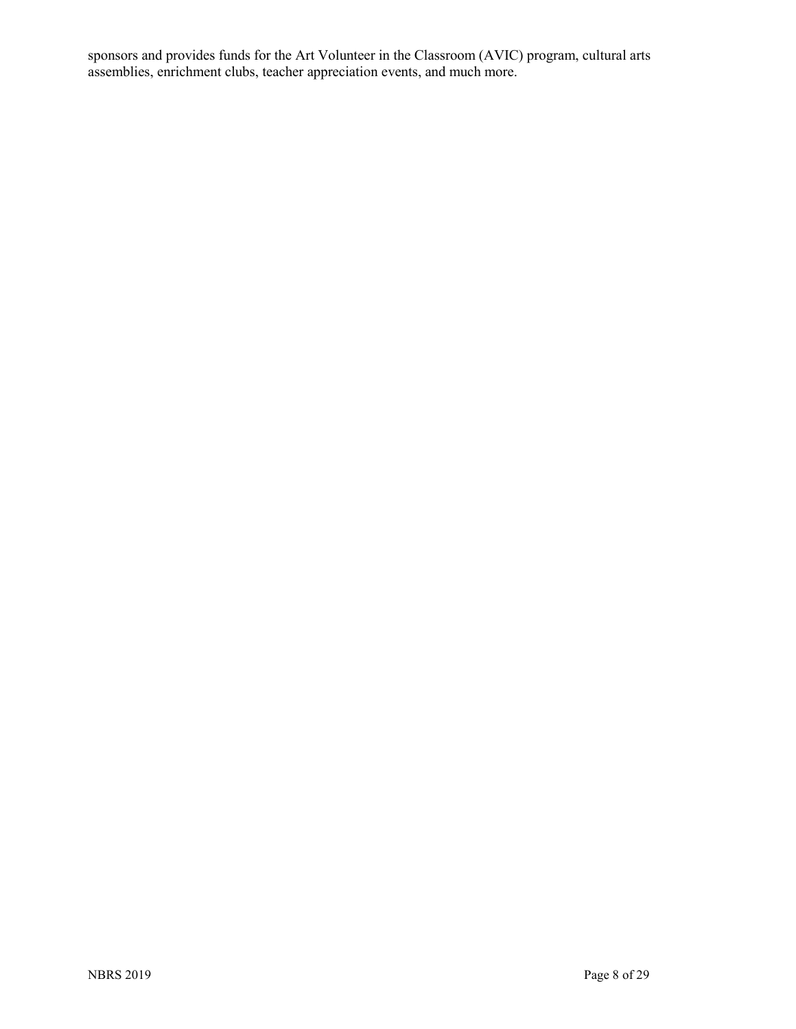sponsors and provides funds for the Art Volunteer in the Classroom (AVIC) program, cultural arts assemblies, enrichment clubs, teacher appreciation events, and much more.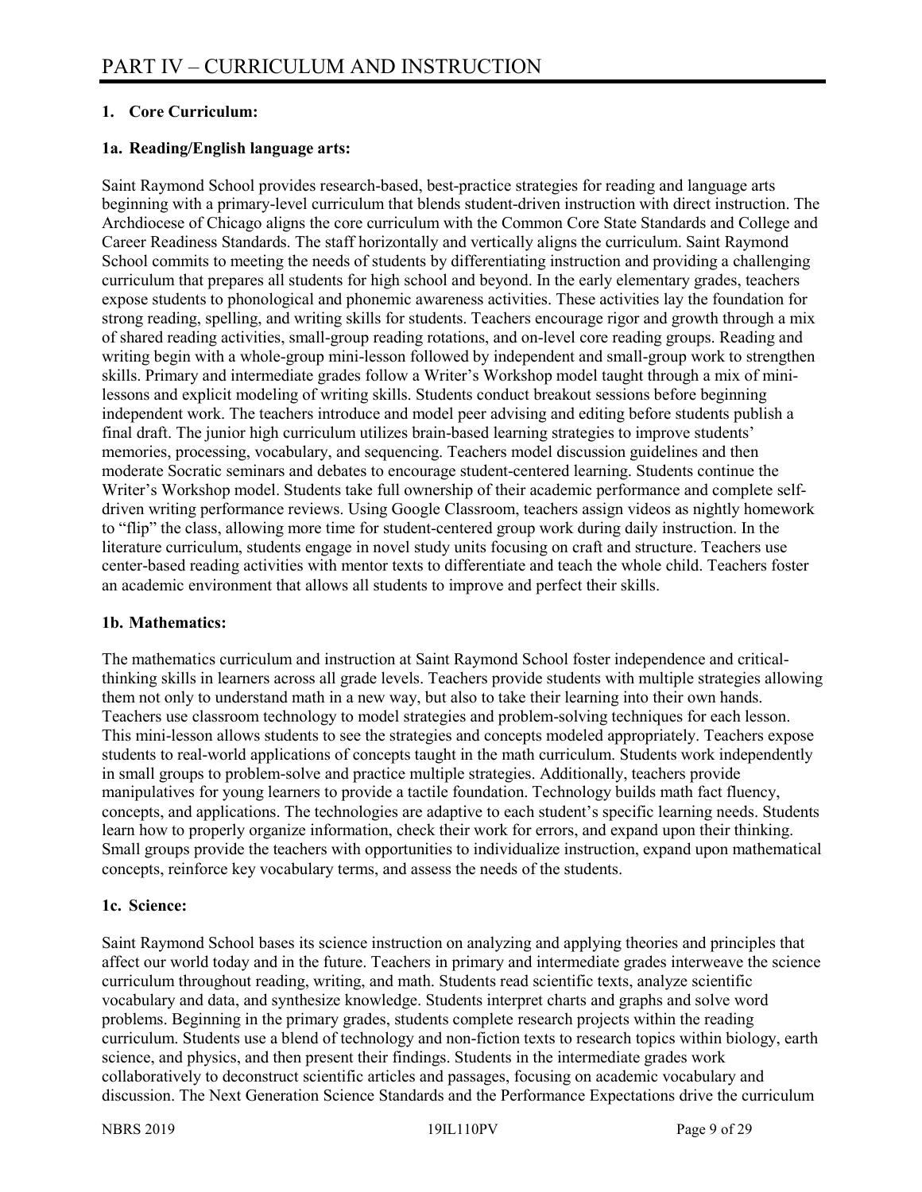# PART IV – CURRICULUM AND INSTRUCTION

**1. Core Curriculum:**

**1a. Reading/English language arts:**

Saint Raymond School provides research-based, best-practice strategies for reading and language arts beginning with a primary-level curriculum that blends student-driven instruction with direct instruction. The Archdiocese of Chicago aligns the core curriculum with the Common Core State Standards and College and Career Readiness Standards. The staff horizontally and vertically aligns the curriculum. Saint Raymond School commits to meeting the needs of students by differentiating instruction and providing a challenging curriculum that prepares all students for high school and beyond. In the early elementary grades, teachers expose students to phonological and phonemic awareness activities. These activities lay the foundation for strong reading, spelling, and writing skills for students. Teachers encourage rigor and growth through a mix of shared reading activities, small-group reading rotations, and on-level core reading groups. Reading and writing begin with a whole-group mini-lesson followed by independent and small-group work to strengthen skills. Primary and intermediate grades follow a Writer's Workshop model taught through a mix of mini-lessons and explicit modeling of writing skills. Students conduct breakout sessions before beginning independent work. The teachers introduce and model peer advising and editing before students publish a final draft. The junior high curriculum utilizes brain-based learning strategies to improve students' memories, processing, vocabulary, and sequencing. Teachers model discussion guidelines and then moderate Socratic seminars and debates to encourage student-centered learning. Students continue the Writer's Workshop model. Students take full ownership of their academic performance and complete self-driven writing performance reviews. Using Google Classroom, teachers assign videos as nightly homework to "flip" the class, allowing more time for student-centered group work during daily instruction. In the literature curriculum, students engage in novel study units focusing on craft and structure. Teachers use center-based reading activities with mentor texts to differentiate and teach the whole child. Teachers foster an academic environment that allows all students to improve and perfect their skills.

**1b. Mathematics:**

The mathematics curriculum and instruction at Saint Raymond School foster independence and critical-thinking skills in learners across all grade levels. Teachers provide students with multiple strategies allowing them not only to understand math in a new way, but also to take their learning into their own hands. Teachers use classroom technology to model strategies and problem-solving techniques for each lesson. This mini-lesson allows students to see the strategies and concepts modeled appropriately. Teachers expose students to real-world applications of concepts taught in the math curriculum. Students work independently in small groups to problem-solve and practice multiple strategies. Additionally, teachers provide manipulatives for young learners to provide a tactile foundation. Technology builds math fact fluency, concepts, and applications. The technologies are adaptive to each student's specific learning needs. Students learn how to properly organize information, check their work for errors, and expand upon their thinking. Small groups provide the teachers with opportunities to individualize instruction, expand upon mathematical concepts, reinforce key vocabulary terms, and assess the needs of the students.

**1c. Science:**

Saint Raymond School bases its science instruction on analyzing and applying theories and principles that affect our world today and in the future. Teachers in primary and intermediate grades interweave the science curriculum throughout reading, writing, and math. Students read scientific texts, analyze scientific vocabulary and data, and synthesize knowledge. Students interpret charts and graphs and solve word problems. Beginning in the primary grades, students complete research projects within the reading curriculum. Students use a blend of technology and non-fiction texts to research topics within biology, earth science, and physics, and then present their findings. Students in the intermediate grades work collaboratively to deconstruct scientific articles and passages, focusing on academic vocabulary and discussion. The Next Generation Science Standards and the Performance Expectations drive the curriculum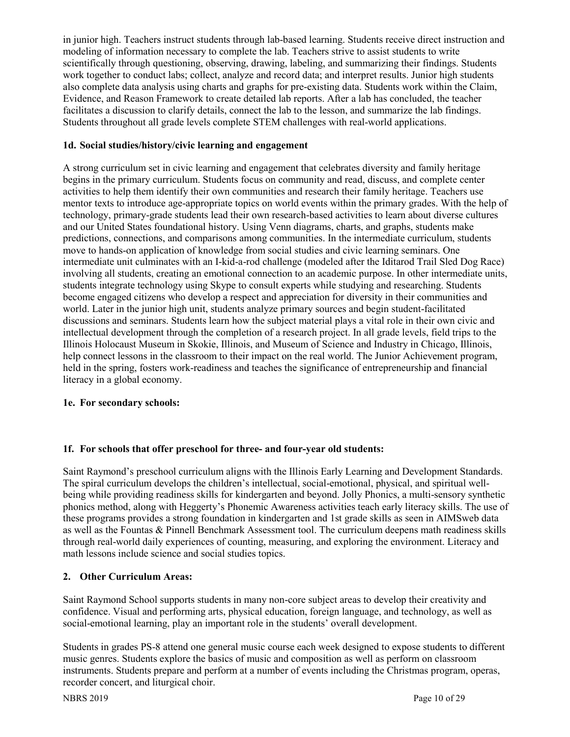in junior high. Teachers instruct students through lab-based learning. Students receive direct instruction and modeling of information necessary to complete the lab. Teachers strive to assist students to write scientifically through questioning, observing, drawing, labeling, and summarizing their findings. Students work together to conduct labs; collect, analyze and record data; and interpret results. Junior high students also complete data analysis using charts and graphs for pre-existing data. Students work within the Claim, Evidence, and Reason Framework to create detailed lab reports. After a lab has concluded, the teacher facilitates a discussion to clarify details, connect the lab to the lesson, and summarize the lab findings. Students throughout all grade levels complete STEM challenges with real-world applications.

### 1d. Social studies/history/civic learning and engagement

A strong curriculum set in civic learning and engagement that celebrates diversity and family heritage begins in the primary curriculum. Students focus on community and read, discuss, and complete center activities to help them identify their own communities and research their family heritage. Teachers use mentor texts to introduce age-appropriate topics on world events within the primary grades. With the help of technology, primary-grade students lead their own research-based activities to learn about diverse cultures and our United States foundational history. Using Venn diagrams, charts, and graphs, students make predictions, connections, and comparisons among communities. In the intermediate curriculum, students move to hands-on application of knowledge from social studies and civic learning seminars. One intermediate unit culminates with an I-kid-a-rod challenge (modeled after the Iditarod Trail Sled Dog Race) involving all students, creating an emotional connection to an academic purpose. In other intermediate units, students integrate technology using Skype to consult experts while studying and researching. Students become engaged citizens who develop a respect and appreciation for diversity in their communities and world. Later in the junior high unit, students analyze primary sources and begin student-facilitated discussions and seminars. Students learn how the subject material plays a vital role in their own civic and intellectual development through the completion of a research project. In all grade levels, field trips to the Illinois Holocaust Museum in Skokie, Illinois, and Museum of Science and Industry in Chicago, Illinois, help connect lessons in the classroom to their impact on the real world. The Junior Achievement program, held in the spring, fosters work-readiness and teaches the significance of entrepreneurship and financial literacy in a global economy.

### 1e. For secondary schools:

### 1f. For schools that offer preschool for three- and four-year old students:

Saint Raymond's preschool curriculum aligns with the Illinois Early Learning and Development Standards. The spiral curriculum develops the children's intellectual, social-emotional, physical, and spiritual well-being while providing readiness skills for kindergarten and beyond. Jolly Phonics, a multi-sensory synthetic phonics method, along with Heggerty's Phonemic Awareness activities teach early literacy skills. The use of these programs provides a strong foundation in kindergarten and 1st grade skills as seen in AIMSweb data as well as the Fountas & Pinnell Benchmark Assessment tool. The curriculum deepens math readiness skills through real-world daily experiences of counting, measuring, and exploring the environment. Literacy and math lessons include science and social studies topics.

## 2. Other Curriculum Areas:

Saint Raymond School supports students in many non-core subject areas to develop their creativity and confidence. Visual and performing arts, physical education, foreign language, and technology, as well as social-emotional learning, play an important role in the students' overall development.

Students in grades PS-8 attend one general music course each week designed to expose students to different music genres. Students explore the basics of music and composition as well as perform on classroom instruments. Students prepare and perform at a number of events including the Christmas program, operas, recorder concert, and liturgical choir.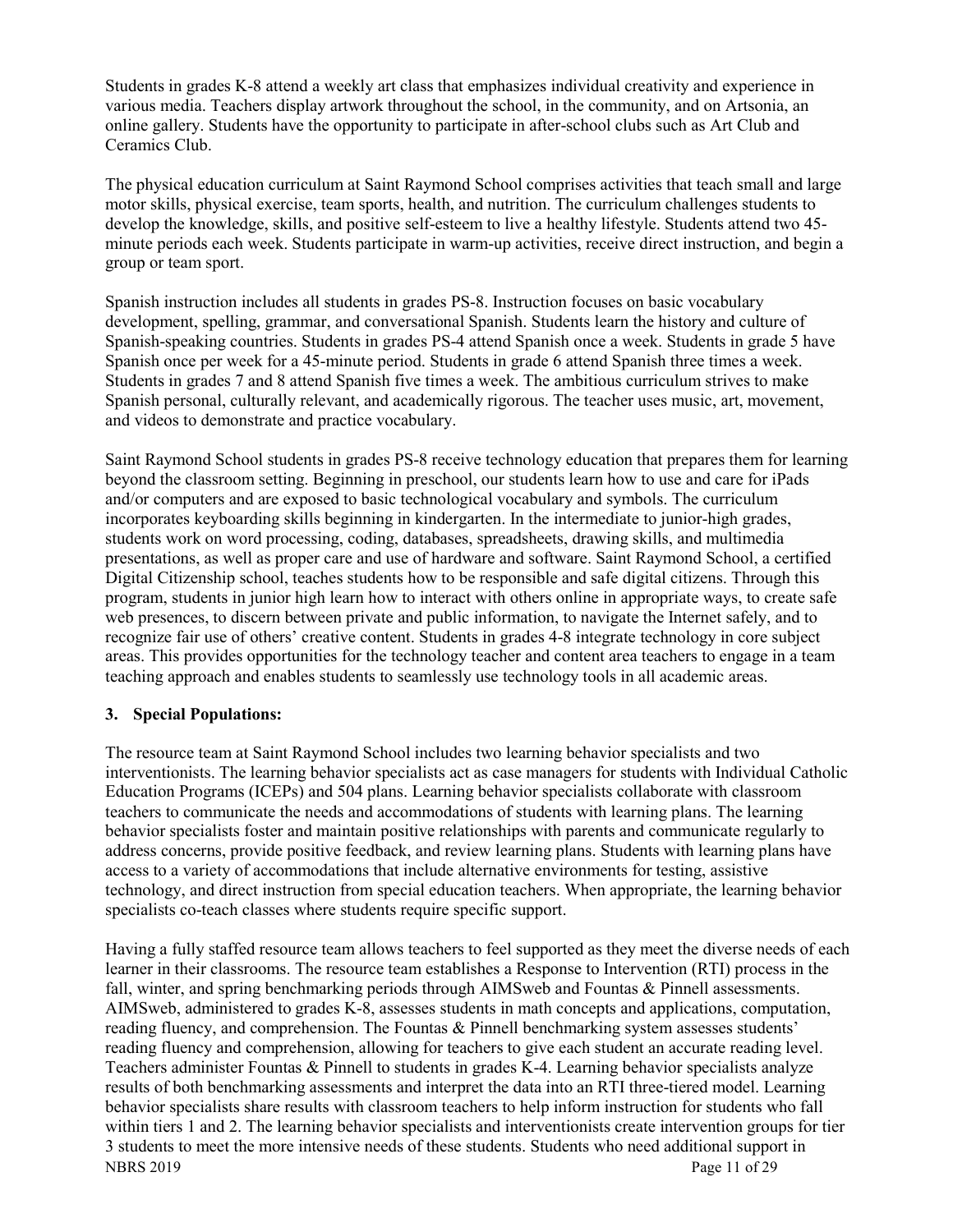Students in grades K-8 attend a weekly art class that emphasizes individual creativity and experience in various media. Teachers display artwork throughout the school, in the community, and on Artsonia, an online gallery. Students have the opportunity to participate in after-school clubs such as Art Club and Ceramics Club.

The physical education curriculum at Saint Raymond School comprises activities that teach small and large motor skills, physical exercise, team sports, health, and nutrition. The curriculum challenges students to develop the knowledge, skills, and positive self-esteem to live a healthy lifestyle. Students attend two 45-minute periods each week. Students participate in warm-up activities, receive direct instruction, and begin a group or team sport.

Spanish instruction includes all students in grades PS-8. Instruction focuses on basic vocabulary development, spelling, grammar, and conversational Spanish. Students learn the history and culture of Spanish-speaking countries. Students in grades PS-4 attend Spanish once a week. Students in grade 5 have Spanish once per week for a 45-minute period. Students in grade 6 attend Spanish three times a week. Students in grades 7 and 8 attend Spanish five times a week. The ambitious curriculum strives to make Spanish personal, culturally relevant, and academically rigorous. The teacher uses music, art, movement, and videos to demonstrate and practice vocabulary.

Saint Raymond School students in grades PS-8 receive technology education that prepares them for learning beyond the classroom setting. Beginning in preschool, our students learn how to use and care for iPads and/or computers and are exposed to basic technological vocabulary and symbols. The curriculum incorporates keyboarding skills beginning in kindergarten. In the intermediate to junior-high grades, students work on word processing, coding, databases, spreadsheets, drawing skills, and multimedia presentations, as well as proper care and use of hardware and software. Saint Raymond School, a certified Digital Citizenship school, teaches students how to be responsible and safe digital citizens. Through this program, students in junior high learn how to interact with others online in appropriate ways, to create safe web presences, to discern between private and public information, to navigate the Internet safely, and to recognize fair use of others' creative content. Students in grades 4-8 integrate technology in core subject areas. This provides opportunities for the technology teacher and content area teachers to engage in a team teaching approach and enables students to seamlessly use technology tools in all academic areas.

### 3. Special Populations:

The resource team at Saint Raymond School includes two learning behavior specialists and two interventionists. The learning behavior specialists act as case managers for students with Individual Catholic Education Programs (ICEPs) and 504 plans. Learning behavior specialists collaborate with classroom teachers to communicate the needs and accommodations of students with learning plans. The learning behavior specialists foster and maintain positive relationships with parents and communicate regularly to address concerns, provide positive feedback, and review learning plans. Students with learning plans have access to a variety of accommodations that include alternative environments for testing, assistive technology, and direct instruction from special education teachers. When appropriate, the learning behavior specialists co-teach classes where students require specific support.

Having a fully staffed resource team allows teachers to feel supported as they meet the diverse needs of each learner in their classrooms. The resource team establishes a Response to Intervention (RTI) process in the fall, winter, and spring benchmarking periods through AIMSweb and Fountas & Pinnell assessments. AIMSweb, administered to grades K-8, assesses students in math concepts and applications, computation, reading fluency, and comprehension. The Fountas & Pinnell benchmarking system assesses students' reading fluency and comprehension, allowing for teachers to give each student an accurate reading level. Teachers administer Fountas & Pinnell to students in grades K-4. Learning behavior specialists analyze results of both benchmarking assessments and interpret the data into an RTI three-tiered model. Learning behavior specialists share results with classroom teachers to help inform instruction for students who fall within tiers 1 and 2. The learning behavior specialists and interventionists create intervention groups for tier 3 students to meet the more intensive needs of these students. Students who need additional support in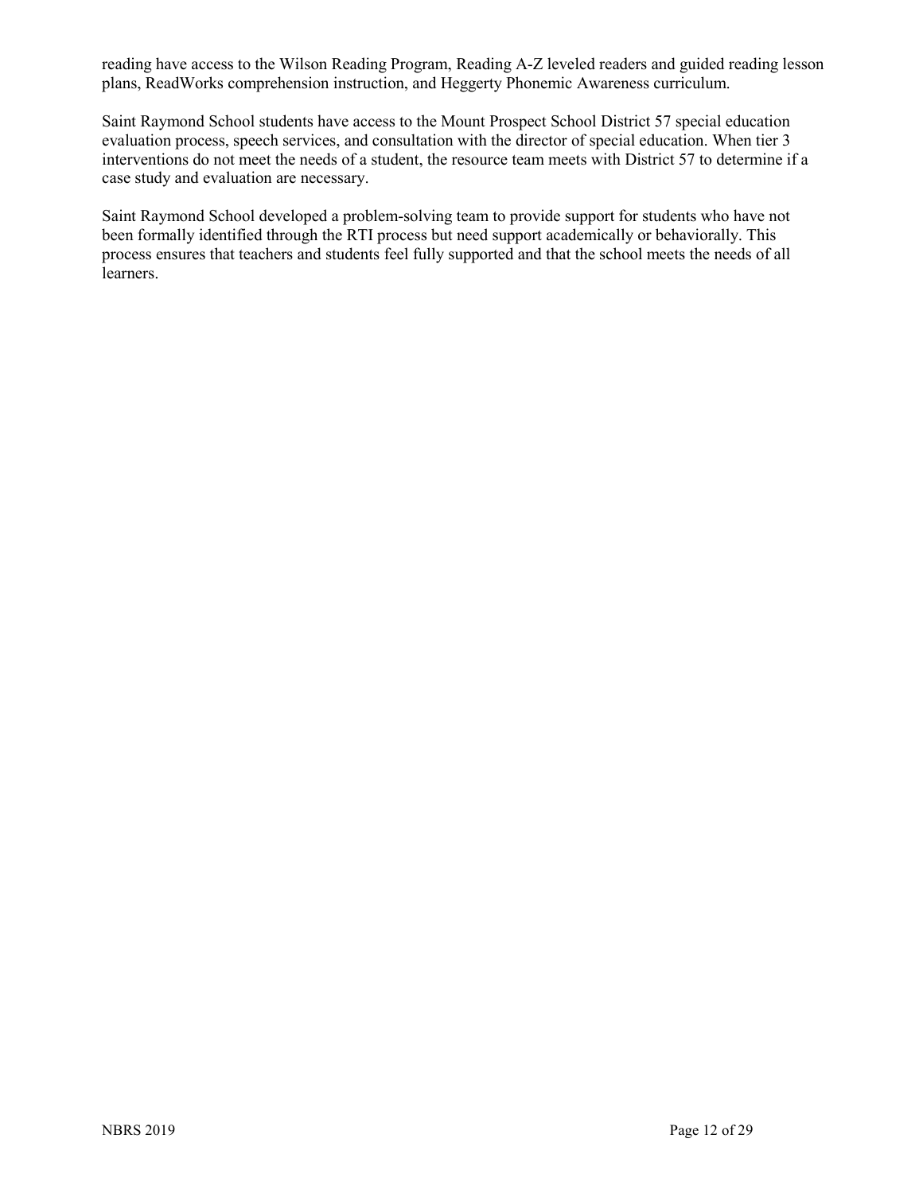reading have access to the Wilson Reading Program, Reading A-Z leveled readers and guided reading lesson plans, ReadWorks comprehension instruction, and Heggerty Phonemic Awareness curriculum.

Saint Raymond School students have access to the Mount Prospect School District 57 special education evaluation process, speech services, and consultation with the director of special education. When tier 3 interventions do not meet the needs of a student, the resource team meets with District 57 to determine if a case study and evaluation are necessary.

Saint Raymond School developed a problem-solving team to provide support for students who have not been formally identified through the RTI process but need support academically or behaviorally. This process ensures that teachers and students feel fully supported and that the school meets the needs of all learners.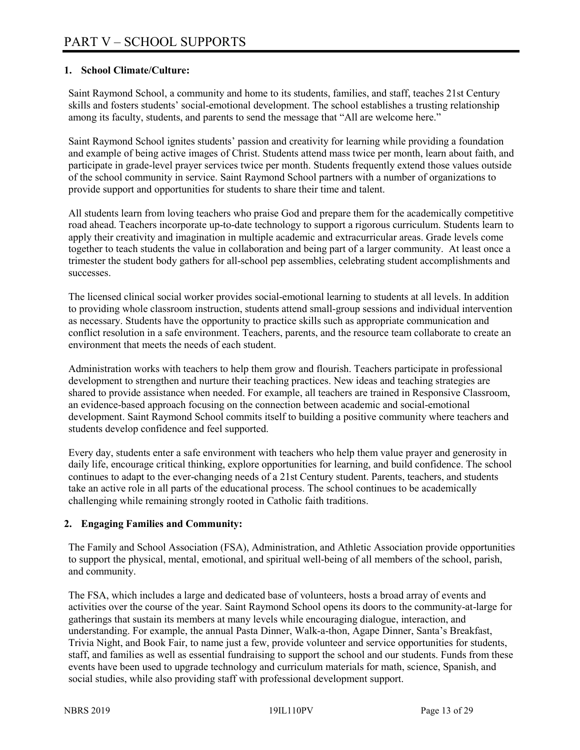# PART V – SCHOOL SUPPORTS

## 1. School Climate/Culture:

Saint Raymond School, a community and home to its students, families, and staff, teaches 21st Century skills and fosters students' social-emotional development. The school establishes a trusting relationship among its faculty, students, and parents to send the message that "All are welcome here."

Saint Raymond School ignites students' passion and creativity for learning while providing a foundation and example of being active images of Christ. Students attend mass twice per month, learn about faith, and participate in grade-level prayer services twice per month. Students frequently extend those values outside of the school community in service. Saint Raymond School partners with a number of organizations to provide support and opportunities for students to share their time and talent.

All students learn from loving teachers who praise God and prepare them for the academically competitive road ahead. Teachers incorporate up-to-date technology to support a rigorous curriculum. Students learn to apply their creativity and imagination in multiple academic and extracurricular areas. Grade levels come together to teach students the value in collaboration and being part of a larger community. At least once a trimester the student body gathers for all-school pep assemblies, celebrating student accomplishments and successes.

The licensed clinical social worker provides social-emotional learning to students at all levels. In addition to providing whole classroom instruction, students attend small-group sessions and individual intervention as necessary. Students have the opportunity to practice skills such as appropriate communication and conflict resolution in a safe environment. Teachers, parents, and the resource team collaborate to create an environment that meets the needs of each student.

Administration works with teachers to help them grow and flourish. Teachers participate in professional development to strengthen and nurture their teaching practices. New ideas and teaching strategies are shared to provide assistance when needed. For example, all teachers are trained in Responsive Classroom, an evidence-based approach focusing on the connection between academic and social-emotional development. Saint Raymond School commits itself to building a positive community where teachers and students develop confidence and feel supported.

Every day, students enter a safe environment with teachers who help them value prayer and generosity in daily life, encourage critical thinking, explore opportunities for learning, and build confidence. The school continues to adapt to the ever-changing needs of a 21st Century student. Parents, teachers, and students take an active role in all parts of the educational process. The school continues to be academically challenging while remaining strongly rooted in Catholic faith traditions.

## 2. Engaging Families and Community:

The Family and School Association (FSA), Administration, and Athletic Association provide opportunities to support the physical, mental, emotional, and spiritual well-being of all members of the school, parish, and community.

The FSA, which includes a large and dedicated base of volunteers, hosts a broad array of events and activities over the course of the year. Saint Raymond School opens its doors to the community-at-large for gatherings that sustain its members at many levels while encouraging dialogue, interaction, and understanding. For example, the annual Pasta Dinner, Walk-a-thon, Agape Dinner, Santa's Breakfast, Trivia Night, and Book Fair, to name just a few, provide volunteer and service opportunities for students, staff, and families as well as essential fundraising to support the school and our students. Funds from these events have been used to upgrade technology and curriculum materials for math, science, Spanish, and social studies, while also providing staff with professional development support.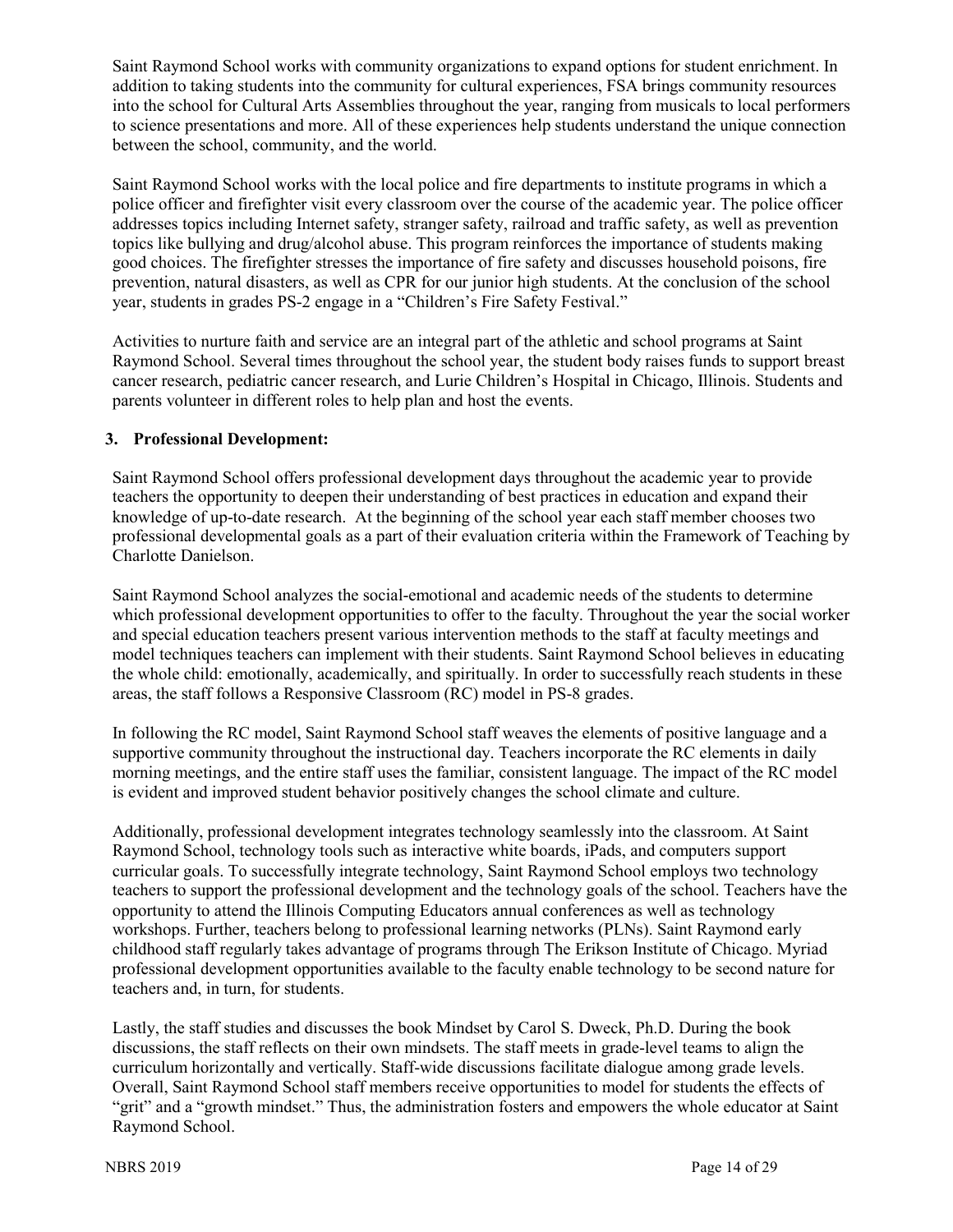Saint Raymond School works with community organizations to expand options for student enrichment. In addition to taking students into the community for cultural experiences, FSA brings community resources into the school for Cultural Arts Assemblies throughout the year, ranging from musicals to local performers to science presentations and more. All of these experiences help students understand the unique connection between the school, community, and the world.

Saint Raymond School works with the local police and fire departments to institute programs in which a police officer and firefighter visit every classroom over the course of the academic year. The police officer addresses topics including Internet safety, stranger safety, railroad and traffic safety, as well as prevention topics like bullying and drug/alcohol abuse. This program reinforces the importance of students making good choices. The firefighter stresses the importance of fire safety and discusses household poisons, fire prevention, natural disasters, as well as CPR for our junior high students. At the conclusion of the school year, students in grades PS-2 engage in a "Children's Fire Safety Festival."

Activities to nurture faith and service are an integral part of the athletic and school programs at Saint Raymond School. Several times throughout the school year, the student body raises funds to support breast cancer research, pediatric cancer research, and Lurie Children's Hospital in Chicago, Illinois. Students and parents volunteer in different roles to help plan and host the events.

### 3. Professional Development:

Saint Raymond School offers professional development days throughout the academic year to provide teachers the opportunity to deepen their understanding of best practices in education and expand their knowledge of up-to-date research. At the beginning of the school year each staff member chooses two professional developmental goals as a part of their evaluation criteria within the Framework of Teaching by Charlotte Danielson.

Saint Raymond School analyzes the social-emotional and academic needs of the students to determine which professional development opportunities to offer to the faculty. Throughout the year the social worker and special education teachers present various intervention methods to the staff at faculty meetings and model techniques teachers can implement with their students. Saint Raymond School believes in educating the whole child: emotionally, academically, and spiritually. In order to successfully reach students in these areas, the staff follows a Responsive Classroom (RC) model in PS-8 grades.

In following the RC model, Saint Raymond School staff weaves the elements of positive language and a supportive community throughout the instructional day. Teachers incorporate the RC elements in daily morning meetings, and the entire staff uses the familiar, consistent language. The impact of the RC model is evident and improved student behavior positively changes the school climate and culture.

Additionally, professional development integrates technology seamlessly into the classroom. At Saint Raymond School, technology tools such as interactive white boards, iPads, and computers support curricular goals. To successfully integrate technology, Saint Raymond School employs two technology teachers to support the professional development and the technology goals of the school. Teachers have the opportunity to attend the Illinois Computing Educators annual conferences as well as technology workshops. Further, teachers belong to professional learning networks (PLNs). Saint Raymond early childhood staff regularly takes advantage of programs through The Erikson Institute of Chicago. Myriad professional development opportunities available to the faculty enable technology to be second nature for teachers and, in turn, for students.

Lastly, the staff studies and discusses the book Mindset by Carol S. Dweck, Ph.D. During the book discussions, the staff reflects on their own mindsets. The staff meets in grade-level teams to align the curriculum horizontally and vertically. Staff-wide discussions facilitate dialogue among grade levels. Overall, Saint Raymond School staff members receive opportunities to model for students the effects of "grit" and a "growth mindset." Thus, the administration fosters and empowers the whole educator at Saint Raymond School.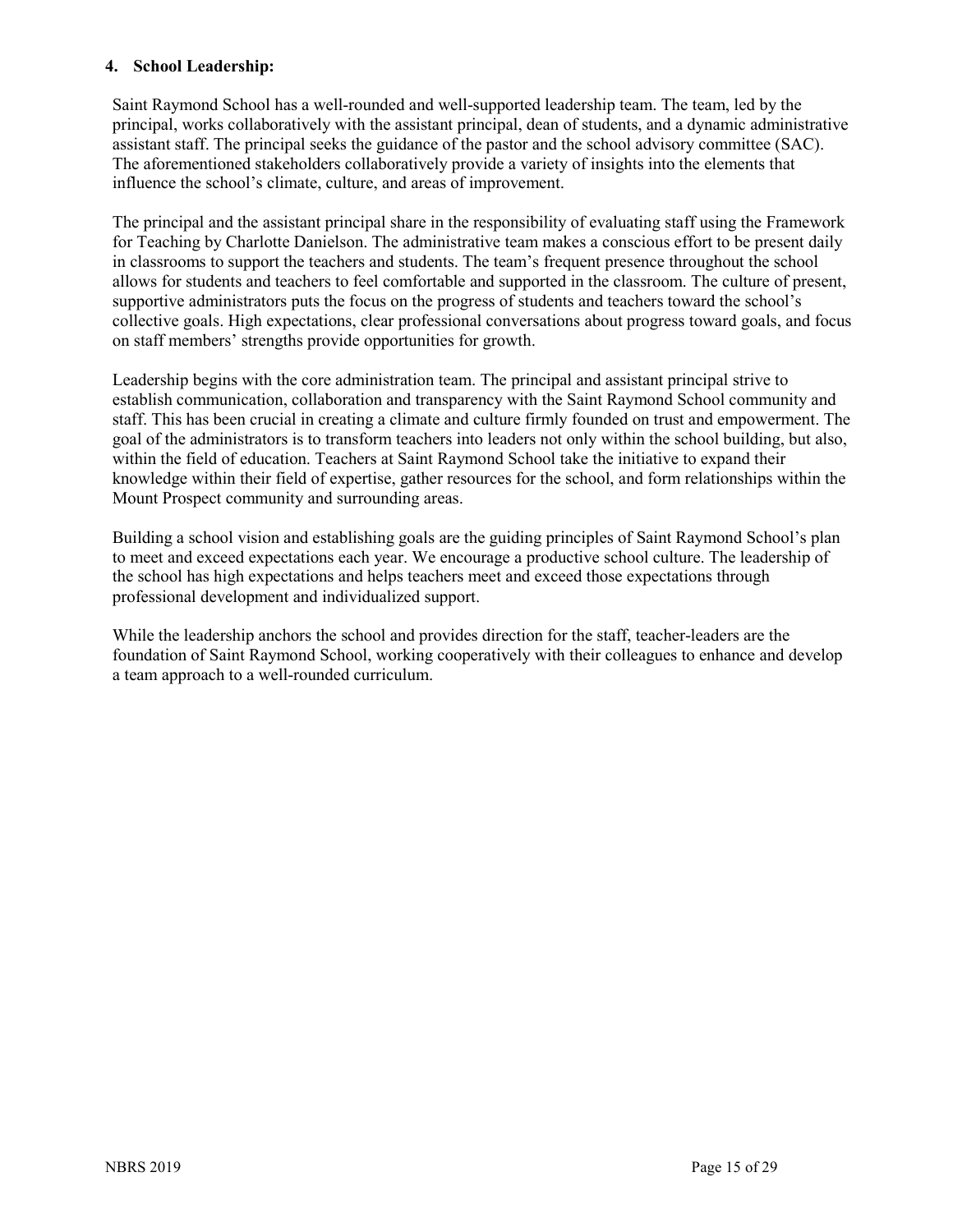**4. School Leadership:**

Saint Raymond School has a well-rounded and well-supported leadership team. The team, led by the principal, works collaboratively with the assistant principal, dean of students, and a dynamic administrative assistant staff. The principal seeks the guidance of the pastor and the school advisory committee (SAC). The aforementioned stakeholders collaboratively provide a variety of insights into the elements that influence the school's climate, culture, and areas of improvement.

The principal and the assistant principal share in the responsibility of evaluating staff using the Framework for Teaching by Charlotte Danielson. The administrative team makes a conscious effort to be present daily in classrooms to support the teachers and students. The team's frequent presence throughout the school allows for students and teachers to feel comfortable and supported in the classroom. The culture of present, supportive administrators puts the focus on the progress of students and teachers toward the school's collective goals. High expectations, clear professional conversations about progress toward goals, and focus on staff members' strengths provide opportunities for growth.

Leadership begins with the core administration team. The principal and assistant principal strive to establish communication, collaboration and transparency with the Saint Raymond School community and staff. This has been crucial in creating a climate and culture firmly founded on trust and empowerment. The goal of the administrators is to transform teachers into leaders not only within the school building, but also, within the field of education. Teachers at Saint Raymond School take the initiative to expand their knowledge within their field of expertise, gather resources for the school, and form relationships within the Mount Prospect community and surrounding areas.

Building a school vision and establishing goals are the guiding principles of Saint Raymond School's plan to meet and exceed expectations each year. We encourage a productive school culture. The leadership of the school has high expectations and helps teachers meet and exceed those expectations through professional development and individualized support.

While the leadership anchors the school and provides direction for the staff, teacher-leaders are the foundation of Saint Raymond School, working cooperatively with their colleagues to enhance and develop a team approach to a well-rounded curriculum.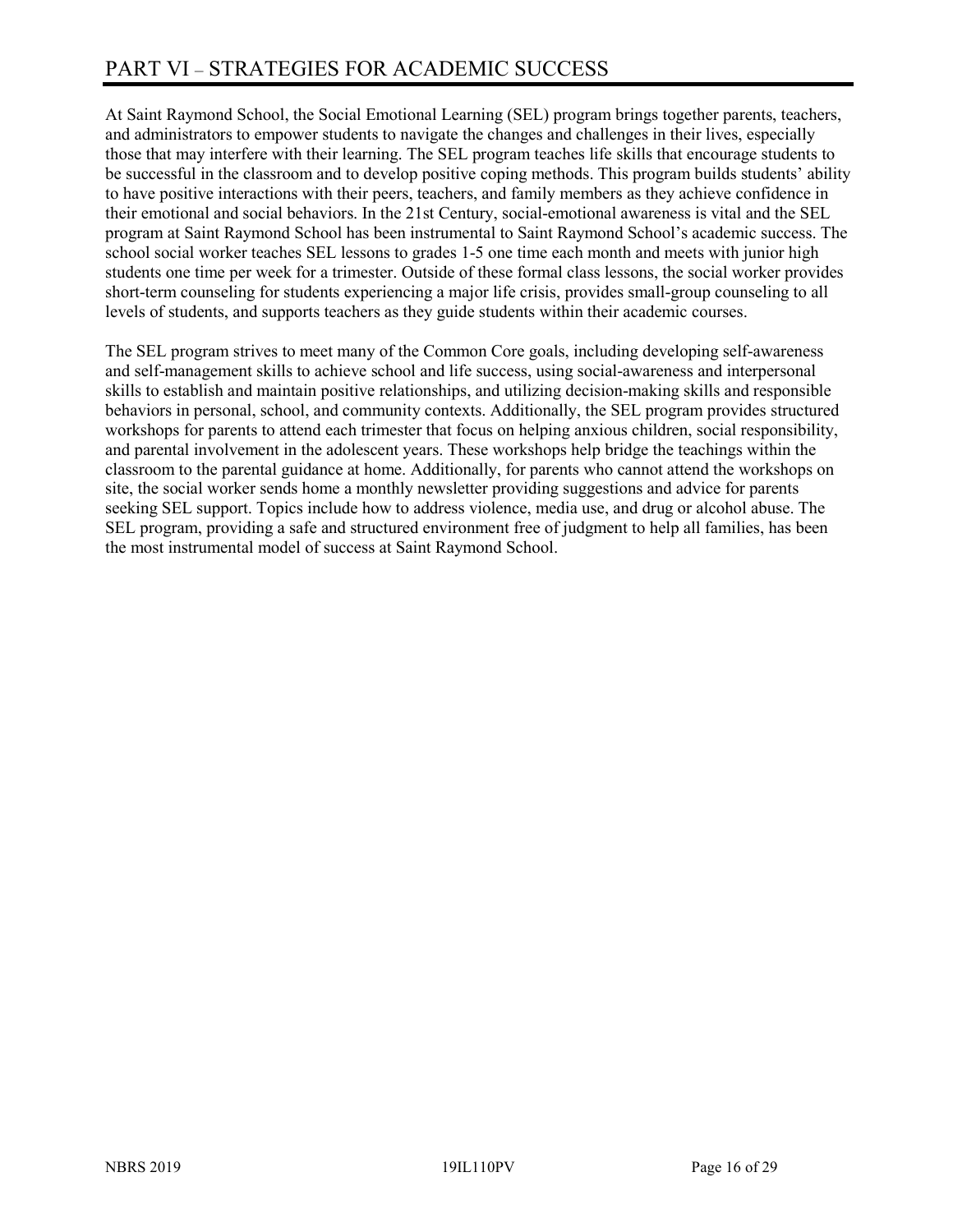# PART VI – STRATEGIES FOR ACADEMIC SUCCESS

At Saint Raymond School, the Social Emotional Learning (SEL) program brings together parents, teachers, and administrators to empower students to navigate the changes and challenges in their lives, especially those that may interfere with their learning. The SEL program teaches life skills that encourage students to be successful in the classroom and to develop positive coping methods. This program builds students' ability to have positive interactions with their peers, teachers, and family members as they achieve confidence in their emotional and social behaviors. In the 21st Century, social-emotional awareness is vital and the SEL program at Saint Raymond School has been instrumental to Saint Raymond School's academic success. The school social worker teaches SEL lessons to grades 1-5 one time each month and meets with junior high students one time per week for a trimester. Outside of these formal class lessons, the social worker provides short-term counseling for students experiencing a major life crisis, provides small-group counseling to all levels of students, and supports teachers as they guide students within their academic courses.

The SEL program strives to meet many of the Common Core goals, including developing self-awareness and self-management skills to achieve school and life success, using social-awareness and interpersonal skills to establish and maintain positive relationships, and utilizing decision-making skills and responsible behaviors in personal, school, and community contexts. Additionally, the SEL program provides structured workshops for parents to attend each trimester that focus on helping anxious children, social responsibility, and parental involvement in the adolescent years. These workshops help bridge the teachings within the classroom to the parental guidance at home. Additionally, for parents who cannot attend the workshops on site, the social worker sends home a monthly newsletter providing suggestions and advice for parents seeking SEL support. Topics include how to address violence, media use, and drug or alcohol abuse. The SEL program, providing a safe and structured environment free of judgment to help all families, has been the most instrumental model of success at Saint Raymond School.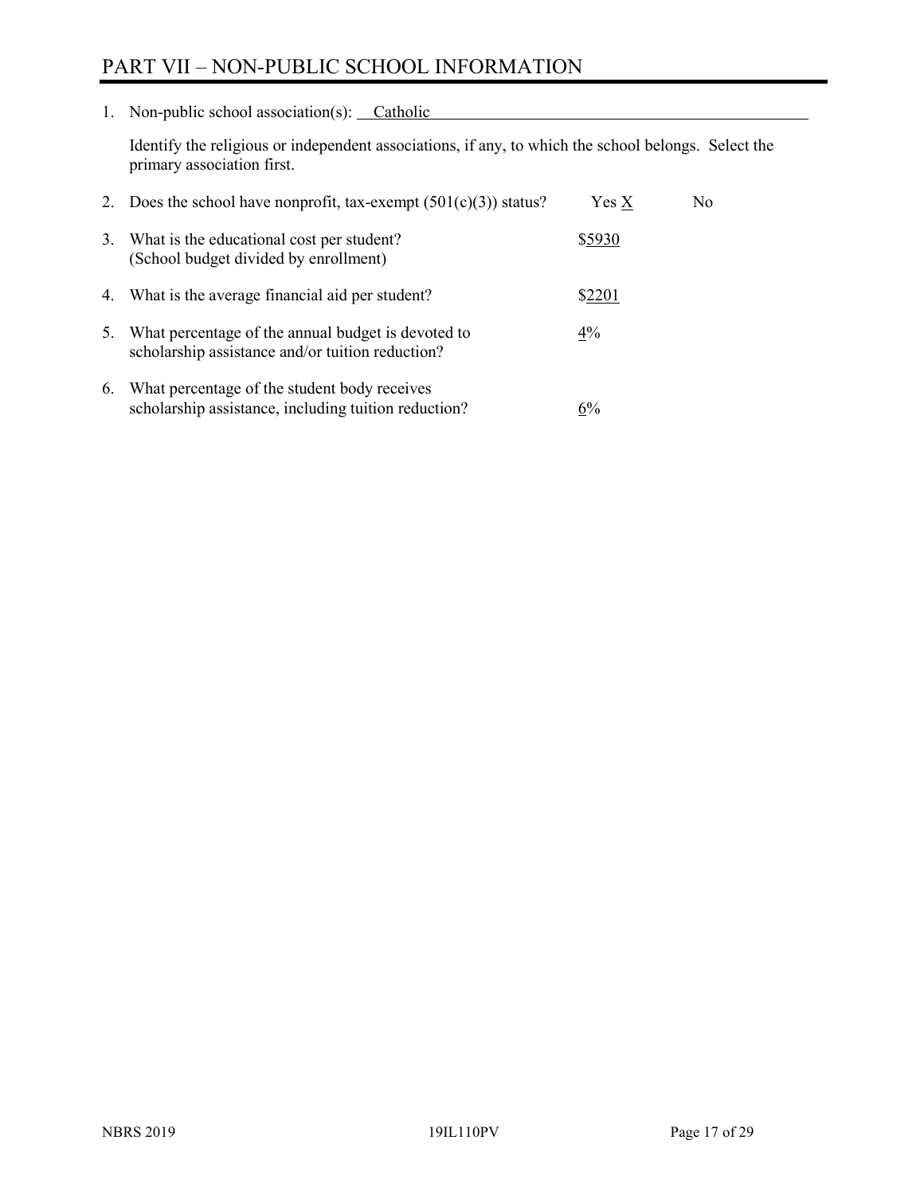# PART VII – NON-PUBLIC SCHOOL INFORMATION

1. Non-public school association(s): Catholic

   Identify the religious or independent associations, if any, to which the school belongs. Select the primary association first.

2. Does the school have nonprofit, tax-exempt (501(c)(3)) status? Yes X No

3. What is the educational cost per student? (School budget divided by enrollment) $5930

4. What is the average financial aid per student? $2201

5. What percentage of the annual budget is devoted to scholarship assistance and/or tuition reduction? 4%

6. What percentage of the student body receives scholarship assistance, including tuition reduction? 6%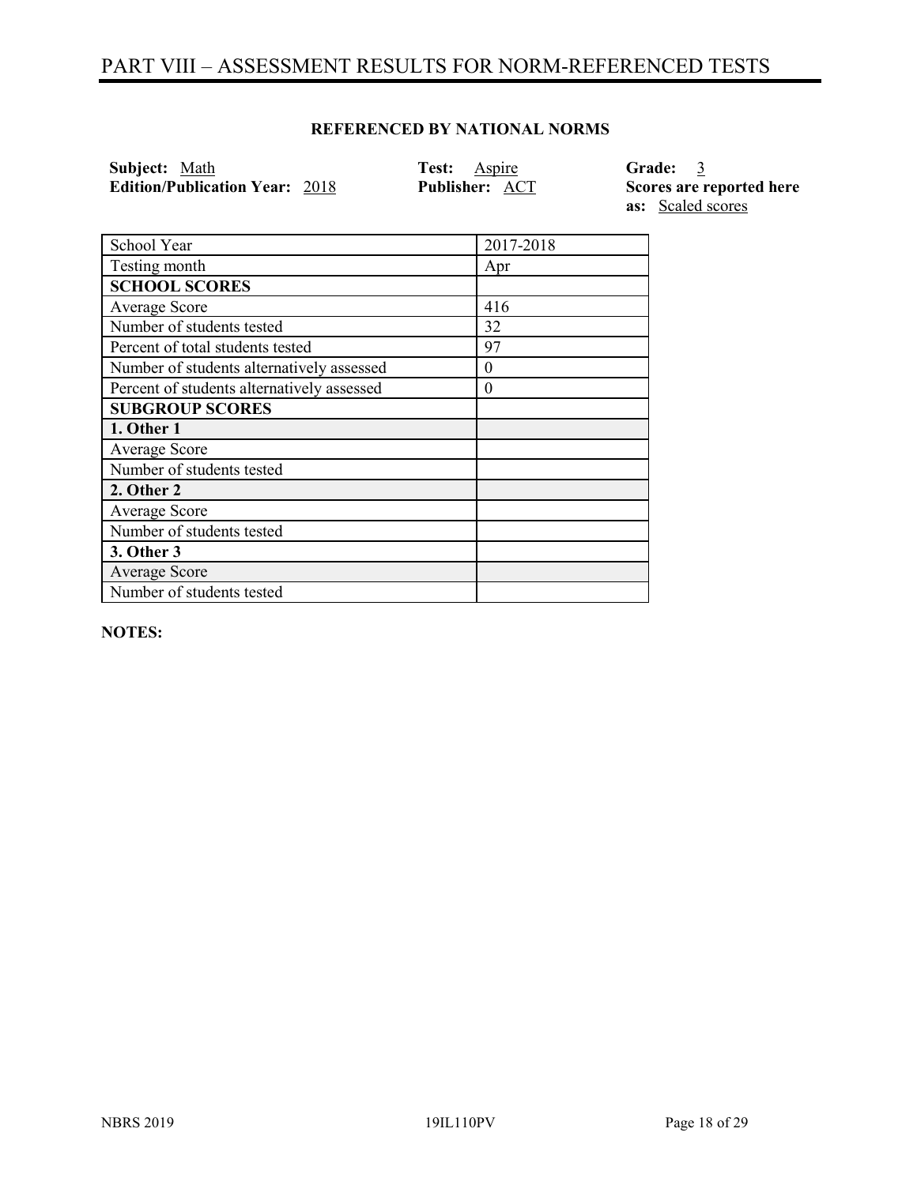# PART VIII – ASSESSMENT RESULTS FOR NORM-REFERENCED TESTS

**REFERENCED BY NATIONAL NORMS**

**Subject:** Math
**Edition/Publication Year:** 2018
**Test:** Aspire
**Publisher:** ACT
**Grade:** 3
**Scores are reported here as:** Scaled scores

| School Year | 2017-2018 |
|---|---|
| Testing month | Apr |
| **SCHOOL SCORES** | |
| Average Score | 416 |
| Number of students tested | 32 |
| Percent of total students tested | 97 |
| Number of students alternatively assessed | 0 |
| Percent of students alternatively assessed | 0 |
| **SUBGROUP SCORES** | |
| **1. Other 1** | |
| Average Score | |
| Number of students tested | |
| **2. Other 2** | |
| Average Score | |
| Number of students tested | |
| **3. Other 3** | |
| Average Score | |
| Number of students tested | |

**NOTES:**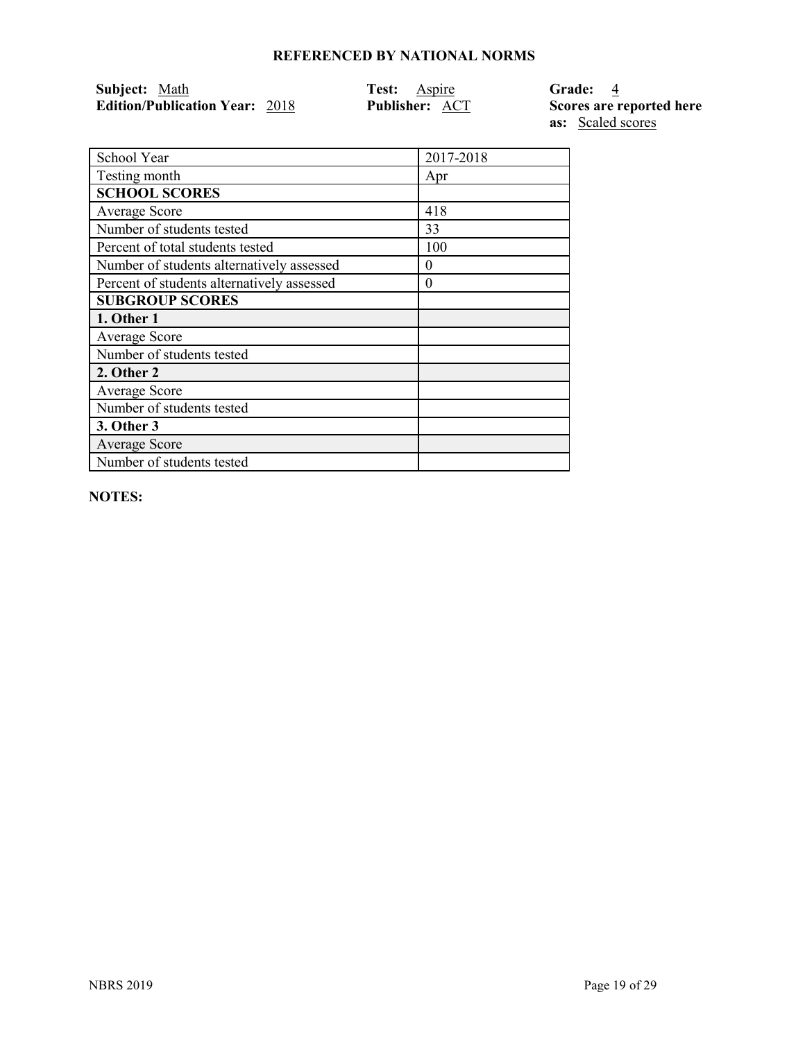## REFERENCED BY NATIONAL NORMS

**Subject:** Math
**Edition/Publication Year:** 2018
**Test:** Aspire
**Publisher:** ACT
**Grade:** 4
**Scores are reported here as:** Scaled scores

| School Year | 2017-2018 |
|---|---|
| Testing month | Apr |
| **SCHOOL SCORES** | |
| Average Score | 418 |
| Number of students tested | 33 |
| Percent of total students tested | 100 |
| Number of students alternatively assessed | 0 |
| Percent of students alternatively assessed | 0 |
| **SUBGROUP SCORES** | |
| **1. Other 1** | |
| Average Score | |
| Number of students tested | |
| **2. Other 2** | |
| Average Score | |
| Number of students tested | |
| **3. Other 3** | |
| Average Score | |
| Number of students tested | |

**NOTES:**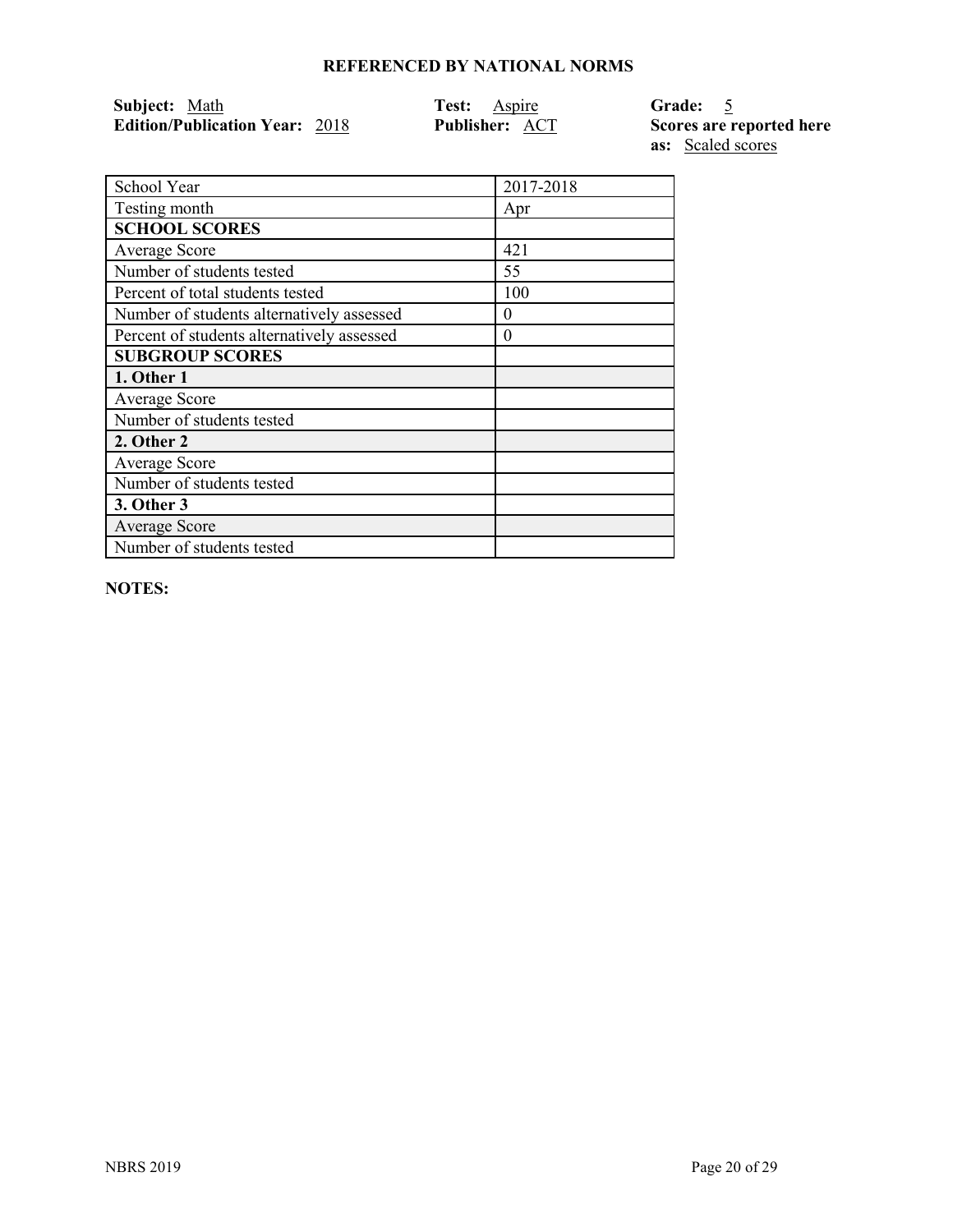**REFERENCED BY NATIONAL NORMS**

**Subject:** Math
**Edition/Publication Year:** 2018

**Test:** Aspire
**Publisher:** ACT

**Grade:** 5
**Scores are reported here as:** Scaled scores

| School Year | 2017-2018 |
|---|---|
| Testing month | Apr |
| **SCHOOL SCORES** | |
| Average Score | 421 |
| Number of students tested | 55 |
| Percent of total students tested | 100 |
| Number of students alternatively assessed | 0 |
| Percent of students alternatively assessed | 0 |
| **SUBGROUP SCORES** | |
| **1. Other 1** | |
| Average Score | |
| Number of students tested | |
| **2. Other 2** | |
| Average Score | |
| Number of students tested | |
| **3. Other 3** | |
| Average Score | |
| Number of students tested | |

**NOTES:**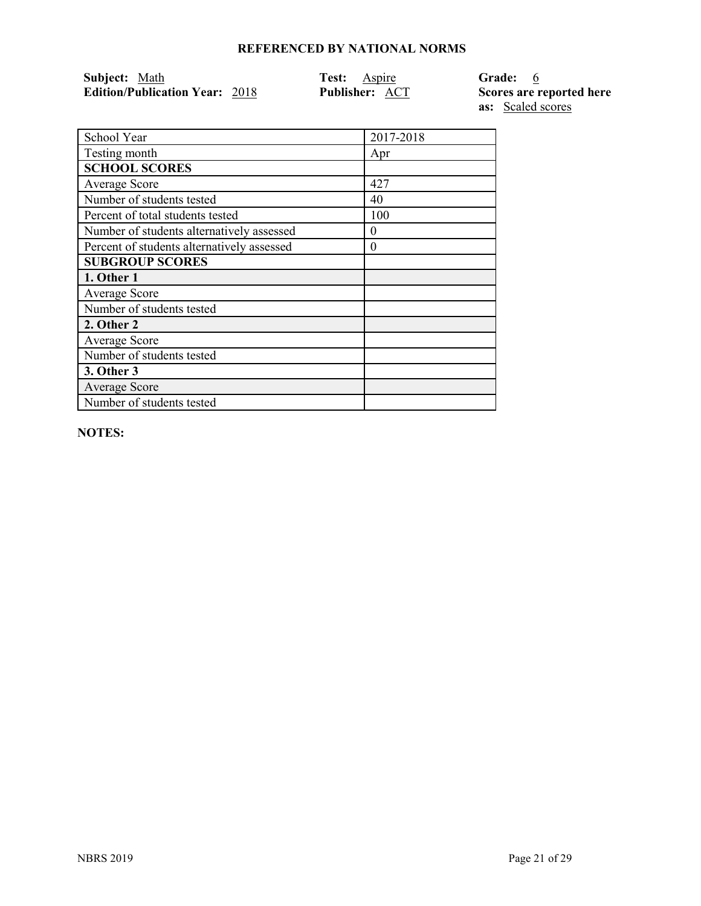**REFERENCED BY NATIONAL NORMS**

**Subject:** Math
**Edition/Publication Year:** 2018

**Test:** Aspire
**Publisher:** ACT

**Grade:** 6
**Scores are reported here as:** Scaled scores

| School Year | 2017-2018 |
| --- | --- |
| Testing month | Apr |
| **SCHOOL SCORES** | |
| Average Score | 427 |
| Number of students tested | 40 |
| Percent of total students tested | 100 |
| Number of students alternatively assessed | 0 |
| Percent of students alternatively assessed | 0 |
| **SUBGROUP SCORES** | |
| **1. Other 1** | |
| Average Score | |
| Number of students tested | |
| **2. Other 2** | |
| Average Score | |
| Number of students tested | |
| **3. Other 3** | |
| Average Score | |
| Number of students tested | |

**NOTES:**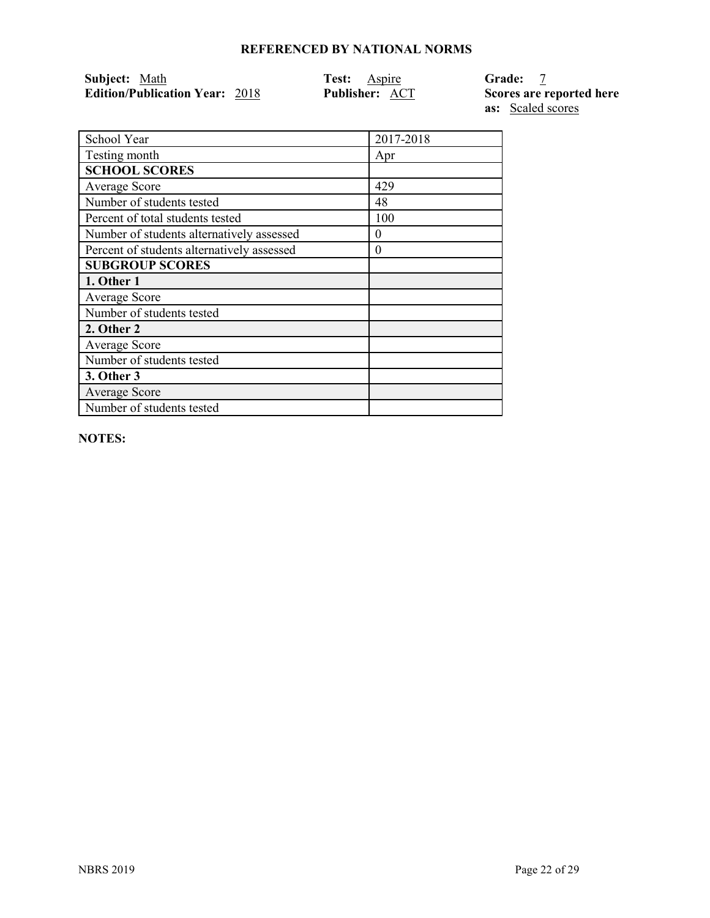## REFERENCED BY NATIONAL NORMS

**Subject:** Math
**Edition/Publication Year:** 2018
**Test:** Aspire
**Publisher:** ACT
**Grade:** 7
**Scores are reported here as:** Scaled scores

| School Year | 2017-2018 |
|---|---|
| Testing month | Apr |
| **SCHOOL SCORES** | |
| Average Score | 429 |
| Number of students tested | 48 |
| Percent of total students tested | 100 |
| Number of students alternatively assessed | 0 |
| Percent of students alternatively assessed | 0 |
| **SUBGROUP SCORES** | |
| **1. Other 1** | |
| Average Score | |
| Number of students tested | |
| **2. Other 2** | |
| Average Score | |
| Number of students tested | |
| **3. Other 3** | |
| Average Score | |
| Number of students tested | |

**NOTES:**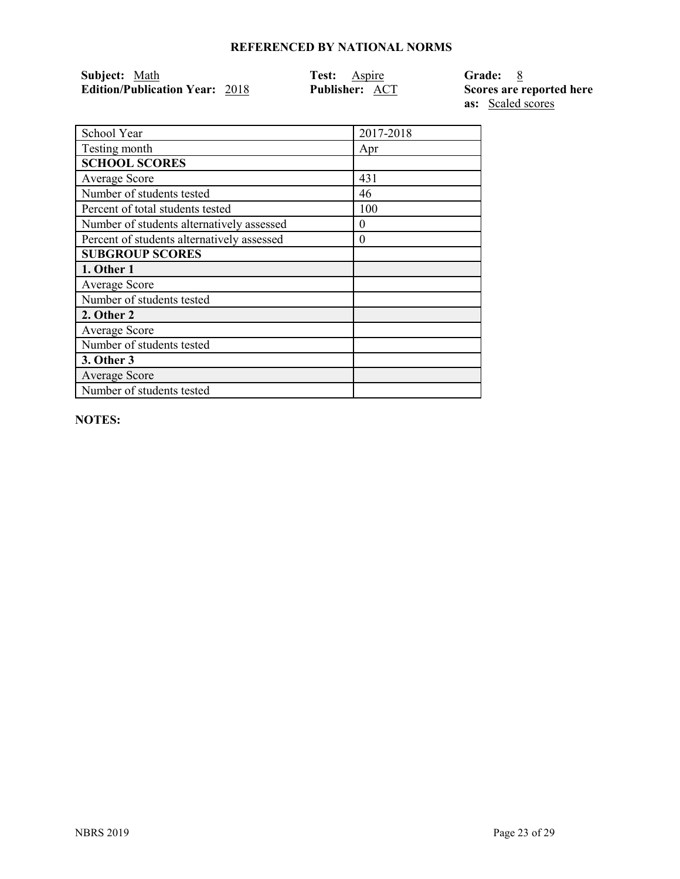## REFERENCED BY NATIONAL NORMS

**Subject:** Math
**Edition/Publication Year:** 2018
**Test:** Aspire
**Publisher:** ACT
**Grade:** 8
**Scores are reported here as:** Scaled scores

| School Year | 2017-2018 |
|---|---|
| Testing month | Apr |
| **SCHOOL SCORES** | |
| Average Score | 431 |
| Number of students tested | 46 |
| Percent of total students tested | 100 |
| Number of students alternatively assessed | 0 |
| Percent of students alternatively assessed | 0 |
| **SUBGROUP SCORES** | |
| **1. Other 1** | |
| Average Score | |
| Number of students tested | |
| **2. Other 2** | |
| Average Score | |
| Number of students tested | |
| **3. Other 3** | |
| Average Score | |
| Number of students tested | |

**NOTES:**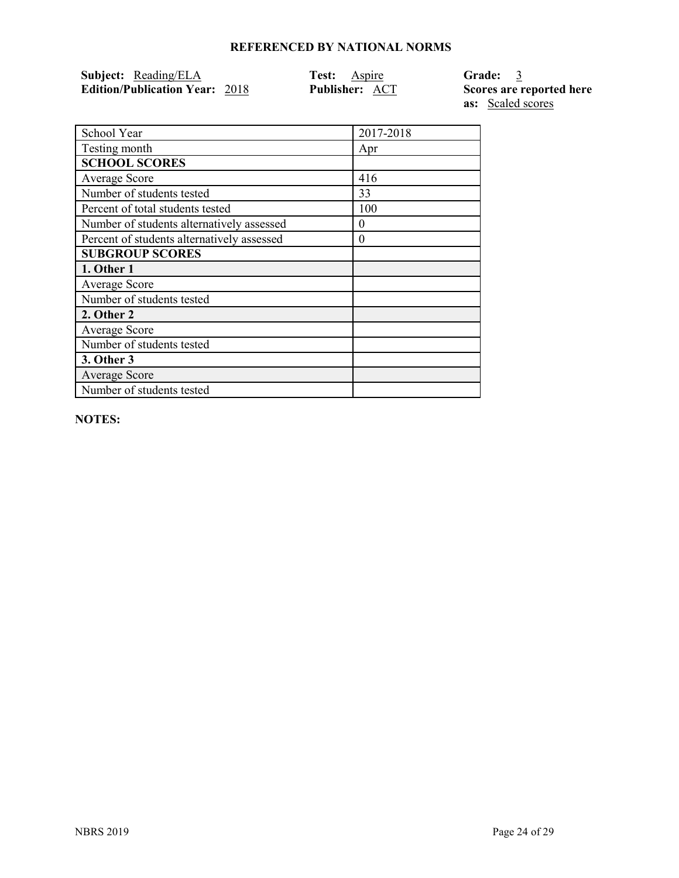# REFERENCED BY NATIONAL NORMS

**Subject:** Reading/ELA
**Edition/Publication Year:** 2018
**Test:** Aspire
**Publisher:** ACT
**Grade:** 3
**Scores are reported here as:** Scaled scores

| School Year | 2017-2018 |
|---|---|
| Testing month | Apr |
| **SCHOOL SCORES** | |
| Average Score | 416 |
| Number of students tested | 33 |
| Percent of total students tested | 100 |
| Number of students alternatively assessed | 0 |
| Percent of students alternatively assessed | 0 |
| **SUBGROUP SCORES** | |
| **1. Other 1** | |
| Average Score | |
| Number of students tested | |
| **2. Other 2** | |
| Average Score | |
| Number of students tested | |
| **3. Other 3** | |
| Average Score | |
| Number of students tested | |

**NOTES:**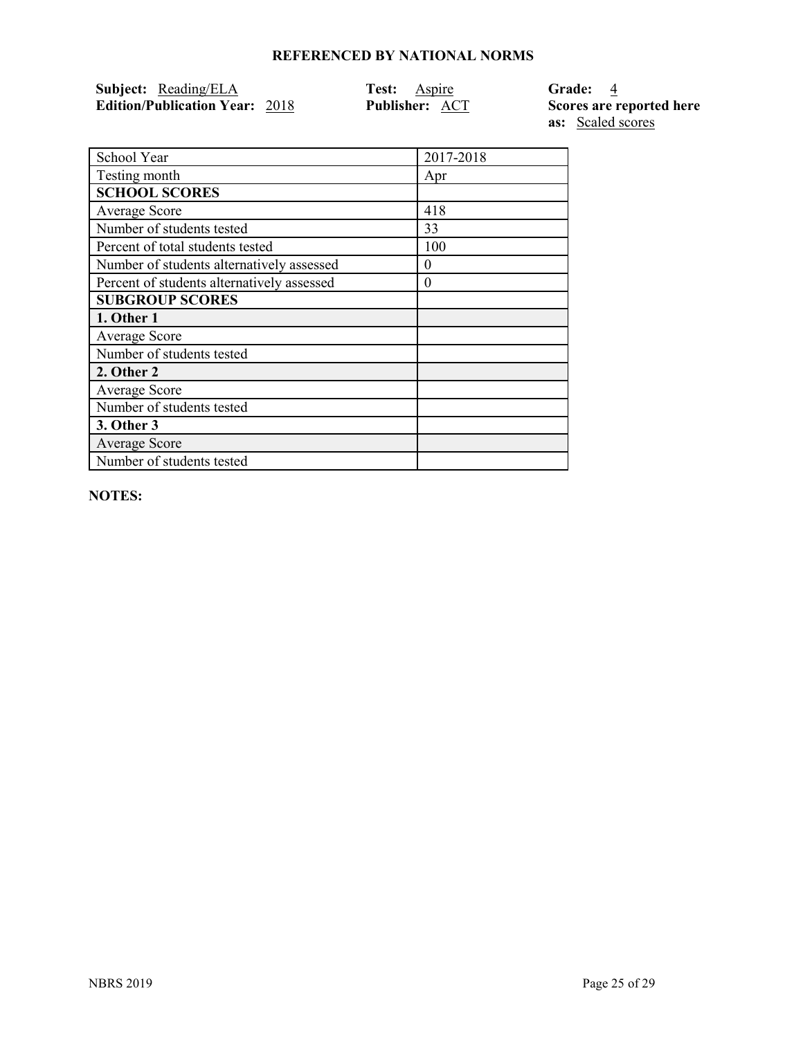## REFERENCED BY NATIONAL NORMS

**Subject:** Reading/ELA  
**Edition/Publication Year:** 2018  
**Test:** Aspire  
**Publisher:** ACT  
**Grade:** 4  
**Scores are reported here as:** Scaled scores

| School Year | 2017-2018 |
|---|---|
| Testing month | Apr |
| **SCHOOL SCORES** | |
| Average Score | 418 |
| Number of students tested | 33 |
| Percent of total students tested | 100 |
| Number of students alternatively assessed | 0 |
| Percent of students alternatively assessed | 0 |
| **SUBGROUP SCORES** | |
| **1. Other 1** | |
| Average Score | |
| Number of students tested | |
| **2. Other 2** | |
| Average Score | |
| Number of students tested | |
| **3. Other 3** | |
| Average Score | |
| Number of students tested | |

**NOTES:**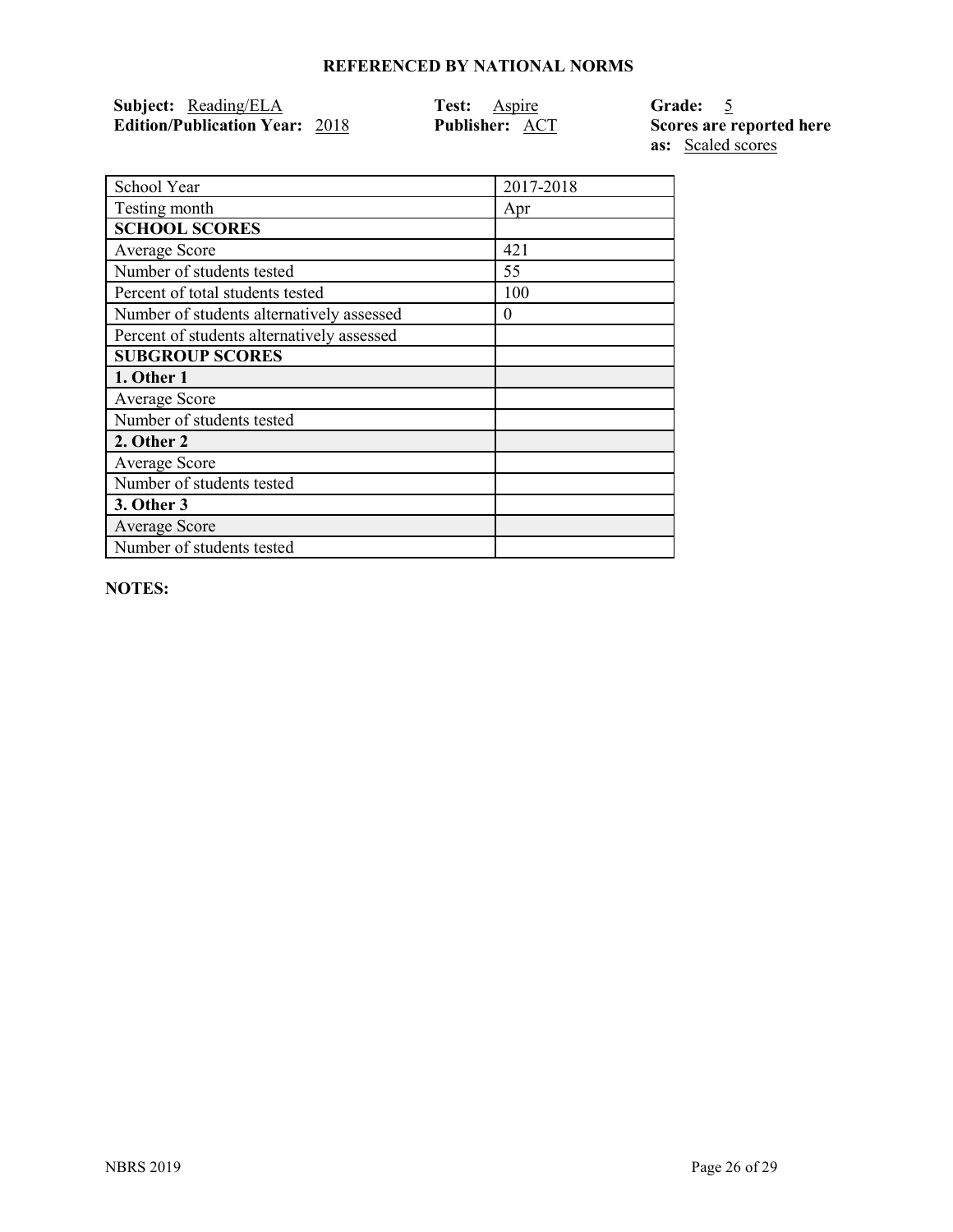## REFERENCED BY NATIONAL NORMS

**Subject:** Reading/ELA
**Edition/Publication Year:** 2018
**Test:** Aspire
**Publisher:** ACT
**Grade:** 5
**Scores are reported here as:** Scaled scores

| School Year | 2017-2018 |
|---|---|
| Testing month | Apr |
| **SCHOOL SCORES** | |
| Average Score | 421 |
| Number of students tested | 55 |
| Percent of total students tested | 100 |
| Number of students alternatively assessed | 0 |
| Percent of students alternatively assessed | |
| **SUBGROUP SCORES** | |
| **1. Other 1** | |
| Average Score | |
| Number of students tested | |
| **2. Other 2** | |
| Average Score | |
| Number of students tested | |
| **3. Other 3** | |
| Average Score | |
| Number of students tested | |

**NOTES:**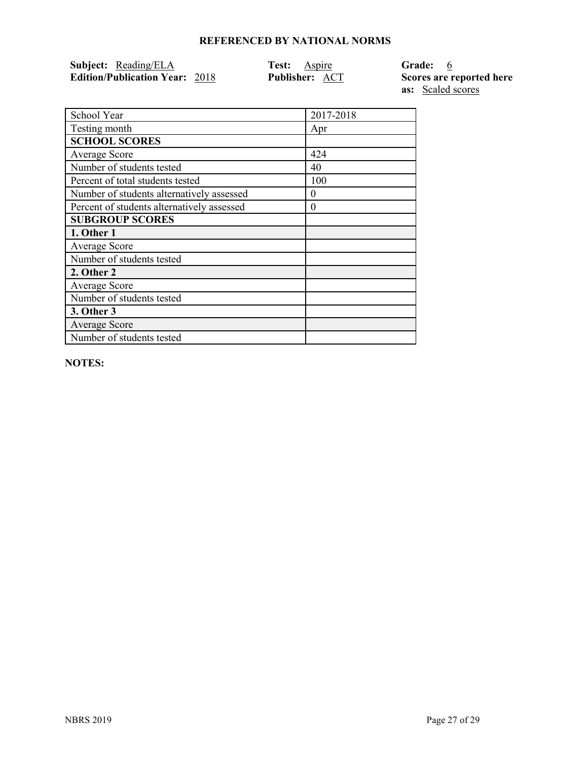## REFERENCED BY NATIONAL NORMS

**Subject:** Reading/ELA  
**Edition/Publication Year:** 2018  
**Test:** Aspire  
**Publisher:** ACT  
**Grade:** 6  
**Scores are reported here as:** Scaled scores

| School Year | 2017-2018 |
|---|---|
| Testing month | Apr |
| **SCHOOL SCORES** | |
| Average Score | 424 |
| Number of students tested | 40 |
| Percent of total students tested | 100 |
| Number of students alternatively assessed | 0 |
| Percent of students alternatively assessed | 0 |
| **SUBGROUP SCORES** | |
| **1. Other 1** | |
| Average Score | |
| Number of students tested | |
| **2. Other 2** | |
| Average Score | |
| Number of students tested | |
| **3. Other 3** | |
| Average Score | |
| Number of students tested | |

**NOTES:**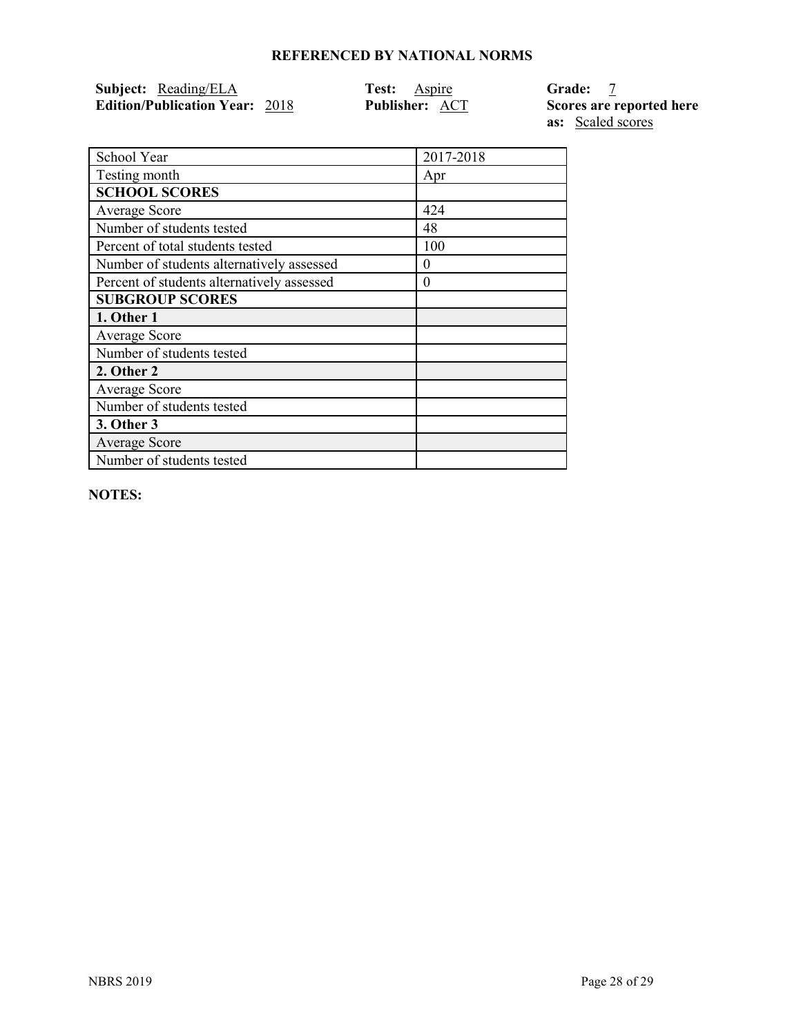## REFERENCED BY NATIONAL NORMS

**Subject:** Reading/ELA
**Edition/Publication Year:** 2018
**Test:** Aspire
**Publisher:** ACT
**Grade:** 7
**Scores are reported here as:** Scaled scores

| School Year | 2017-2018 |
|---|---|
| Testing month | Apr |
| **SCHOOL SCORES** | |
| Average Score | 424 |
| Number of students tested | 48 |
| Percent of total students tested | 100 |
| Number of students alternatively assessed | 0 |
| Percent of students alternatively assessed | 0 |
| **SUBGROUP SCORES** | |
| **1. Other 1** | |
| Average Score | |
| Number of students tested | |
| **2. Other 2** | |
| Average Score | |
| Number of students tested | |
| **3. Other 3** | |
| Average Score | |
| Number of students tested | |

**NOTES:**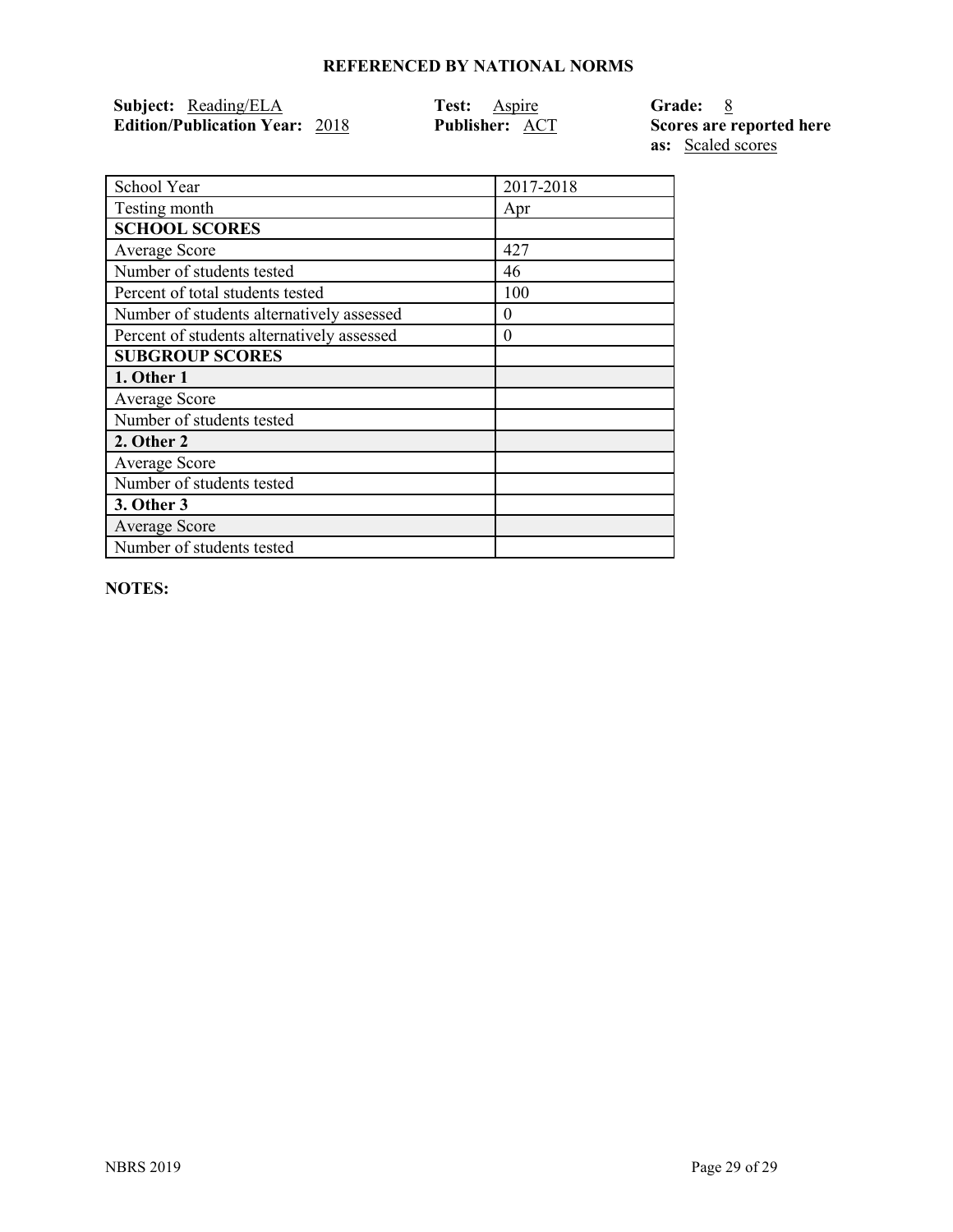**REFERENCED BY NATIONAL NORMS**

**Subject:** Reading/ELA
**Edition/Publication Year:** 2018

**Test:** Aspire
**Publisher:** ACT

**Grade:** 8
**Scores are reported here as:** Scaled scores

| | |
|---|---|
| School Year | 2017-2018 |
| Testing month | Apr |
| **SCHOOL SCORES** | |
| Average Score | 427 |
| Number of students tested | 46 |
| Percent of total students tested | 100 |
| Number of students alternatively assessed | 0 |
| Percent of students alternatively assessed | 0 |
| **SUBGROUP SCORES** | |
| **1. Other 1** | |
| Average Score | |
| Number of students tested | |
| **2. Other 2** | |
| Average Score | |
| Number of students tested | |
| **3. Other 3** | |
| Average Score | |
| Number of students tested | |

**NOTES:**